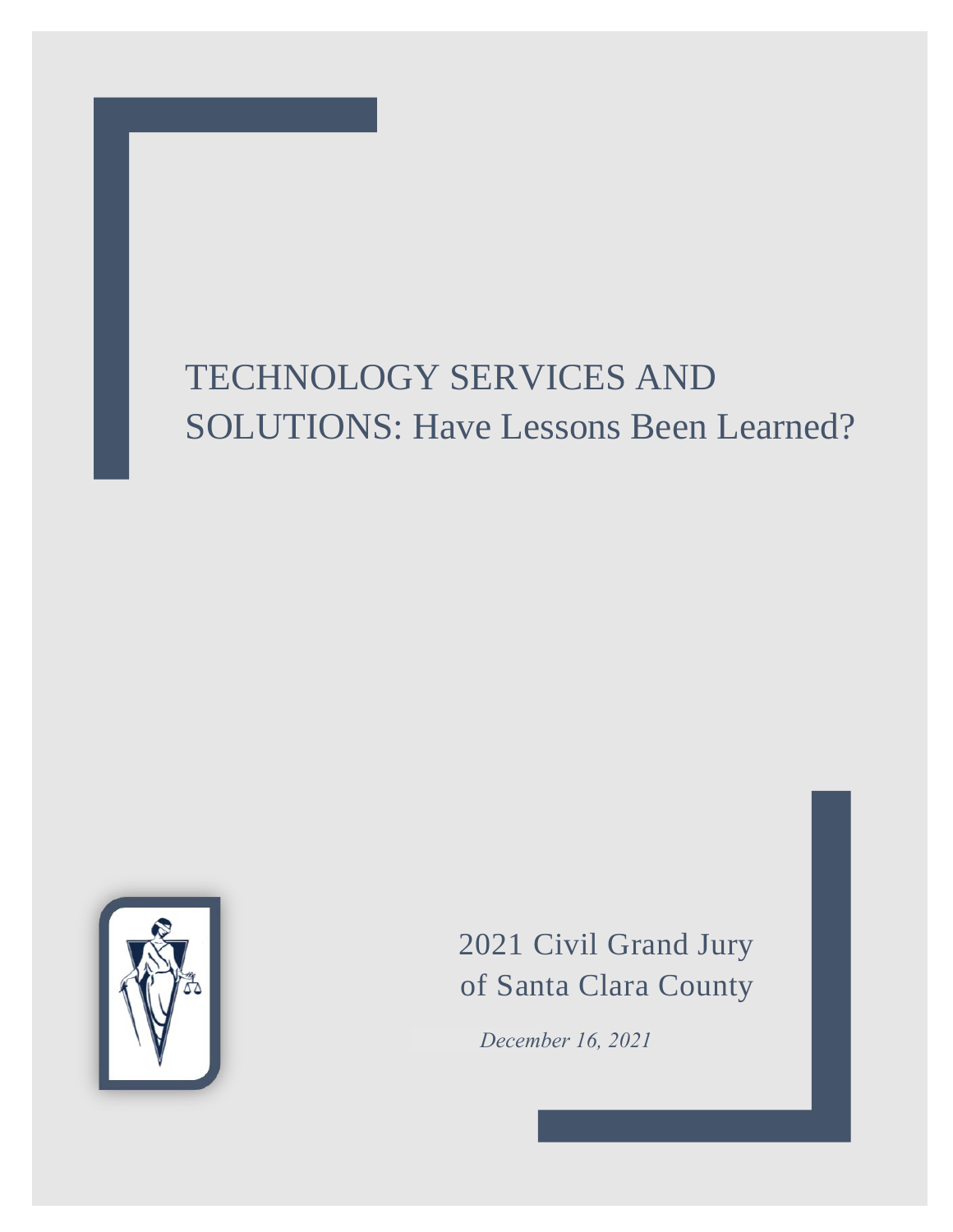# TECHNOLOGY SERVICES AND SOLUTIONS: Have Lessons Been Learned?

2021 Civil Grand Jury of Santa Clara County

*December 16, 2021*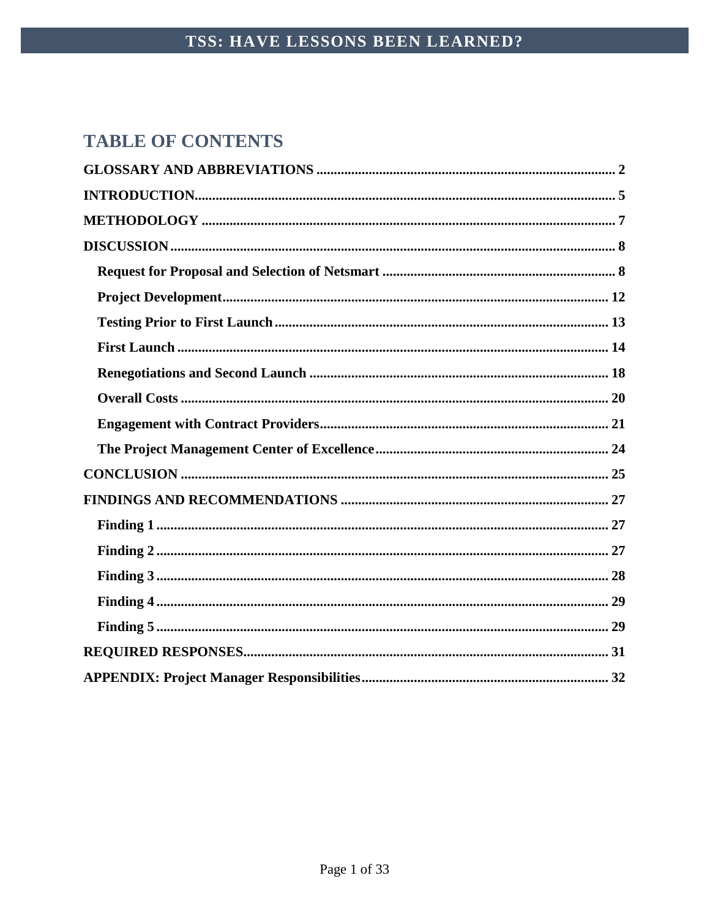# TABLE OF CONTENTS

**GLOSSARY AND ABBREVIATIONS** ..... 2

**INTRODUCTION** ..... 5

**METHODOLOGY** ..... 7

**DISCUSSION** ..... 8

- **Request for Proposal and Selection of Netsmart** ..... 8
- **Project Development** ..... 12
- **Testing Prior to First Launch** ..... 13
- **First Launch** ..... 14
- **Renegotiations and Second Launch** ..... 18
- **Overall Costs** ..... 20
- **Engagement with Contract Providers** ..... 21
- **The Project Management Center of Excellence** ..... 24

**CONCLUSION** ..... 25

**FINDINGS AND RECOMMENDATIONS** ..... 27

- **Finding 1** ..... 27
- **Finding 2** ..... 27
- **Finding 3** ..... 28
- **Finding 4** ..... 29
- **Finding 5** ..... 29

**REQUIRED RESPONSES** ..... 31

**APPENDIX: Project Manager Responsibilities** ..... 32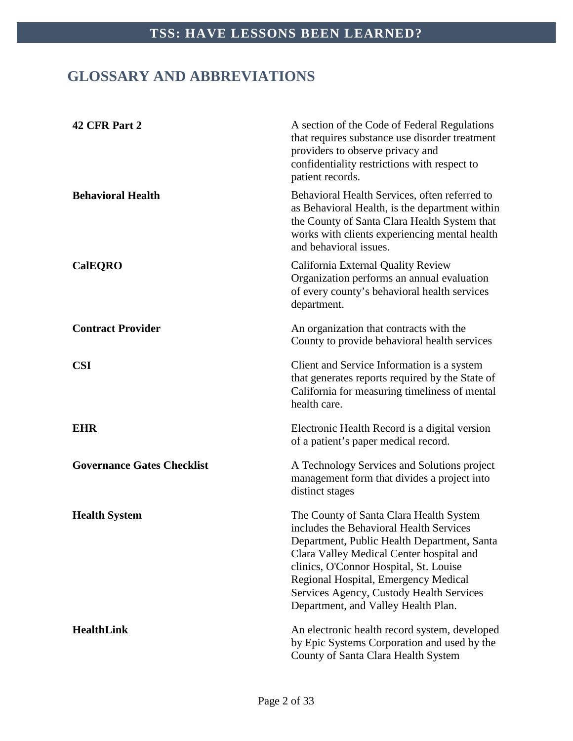## GLOSSARY AND ABBREVIATIONS

| | |
|---|---|
| **42 CFR Part 2** | A section of the Code of Federal Regulations that requires substance use disorder treatment providers to observe privacy and confidentiality restrictions with respect to patient records. |
| **Behavioral Health** | Behavioral Health Services, often referred to as Behavioral Health, is the department within the County of Santa Clara Health System that works with clients experiencing mental health and behavioral issues. |
| **CalEQRO** | California External Quality Review Organization performs an annual evaluation of every county's behavioral health services department. |
| **Contract Provider** | An organization that contracts with the County to provide behavioral health services |
| **CSI** | Client and Service Information is a system that generates reports required by the State of California for measuring timeliness of mental health care. |
| **EHR** | Electronic Health Record is a digital version of a patient's paper medical record. |
| **Governance Gates Checklist** | A Technology Services and Solutions project management form that divides a project into distinct stages |
| **Health System** | The County of Santa Clara Health System includes the Behavioral Health Services Department, Public Health Department, Santa Clara Valley Medical Center hospital and clinics, O'Connor Hospital, St. Louise Regional Hospital, Emergency Medical Services Agency, Custody Health Services Department, and Valley Health Plan. |
| **HealthLink** | An electronic health record system, developed by Epic Systems Corporation and used by the County of Santa Clara Health System |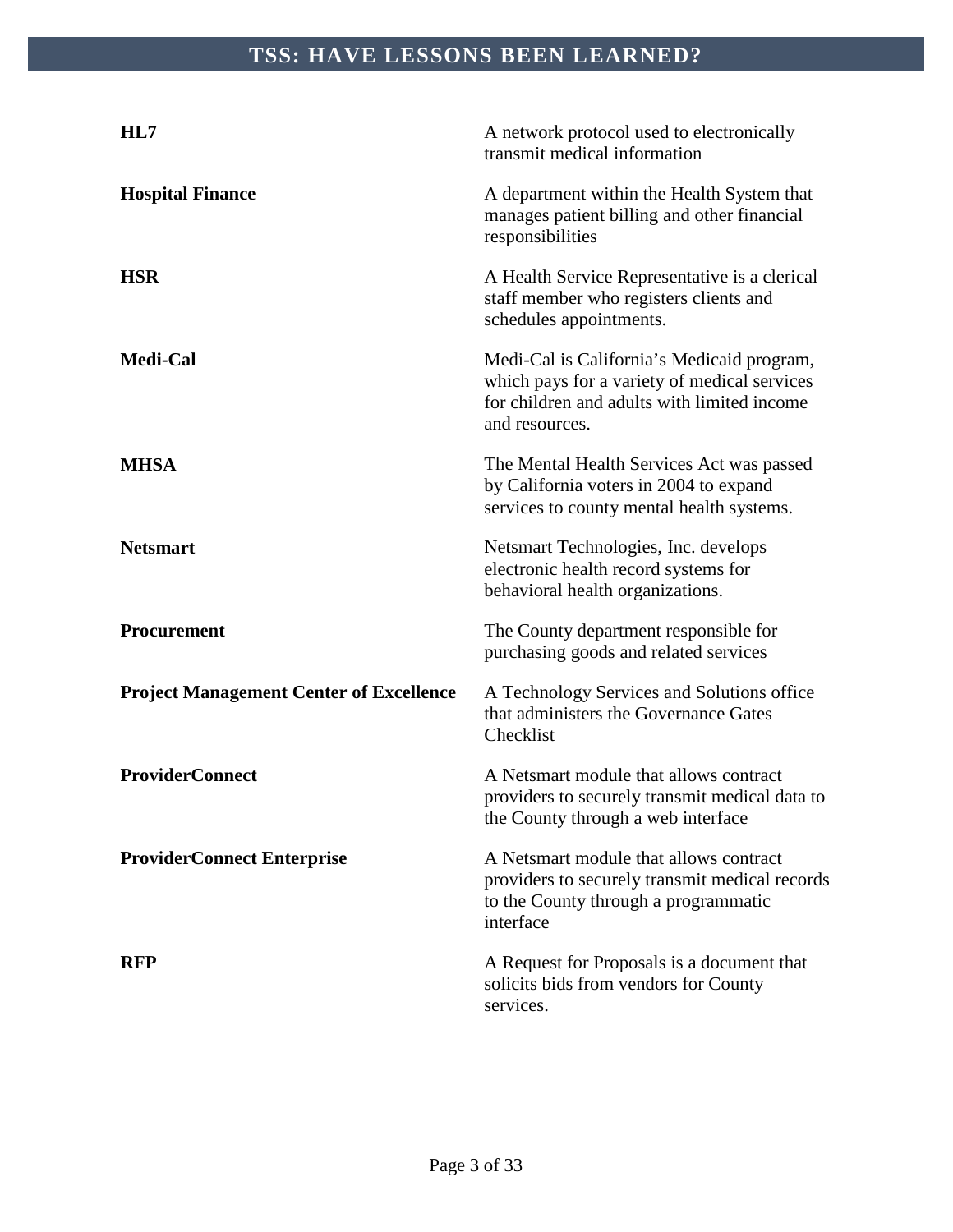| | |
|---|---|
| **HL7** | A network protocol used to electronically transmit medical information |
| **Hospital Finance** | A department within the Health System that manages patient billing and other financial responsibilities |
| **HSR** | A Health Service Representative is a clerical staff member who registers clients and schedules appointments. |
| **Medi-Cal** | Medi-Cal is California's Medicaid program, which pays for a variety of medical services for children and adults with limited income and resources. |
| **MHSA** | The Mental Health Services Act was passed by California voters in 2004 to expand services to county mental health systems. |
| **Netsmart** | Netsmart Technologies, Inc. develops electronic health record systems for behavioral health organizations. |
| **Procurement** | The County department responsible for purchasing goods and related services |
| **Project Management Center of Excellence** | A Technology Services and Solutions office that administers the Governance Gates Checklist |
| **ProviderConnect** | A Netsmart module that allows contract providers to securely transmit medical data to the County through a web interface |
| **ProviderConnect Enterprise** | A Netsmart module that allows contract providers to securely transmit medical records to the County through a programmatic interface |
| **RFP** | A Request for Proposals is a document that solicits bids from vendors for County services. |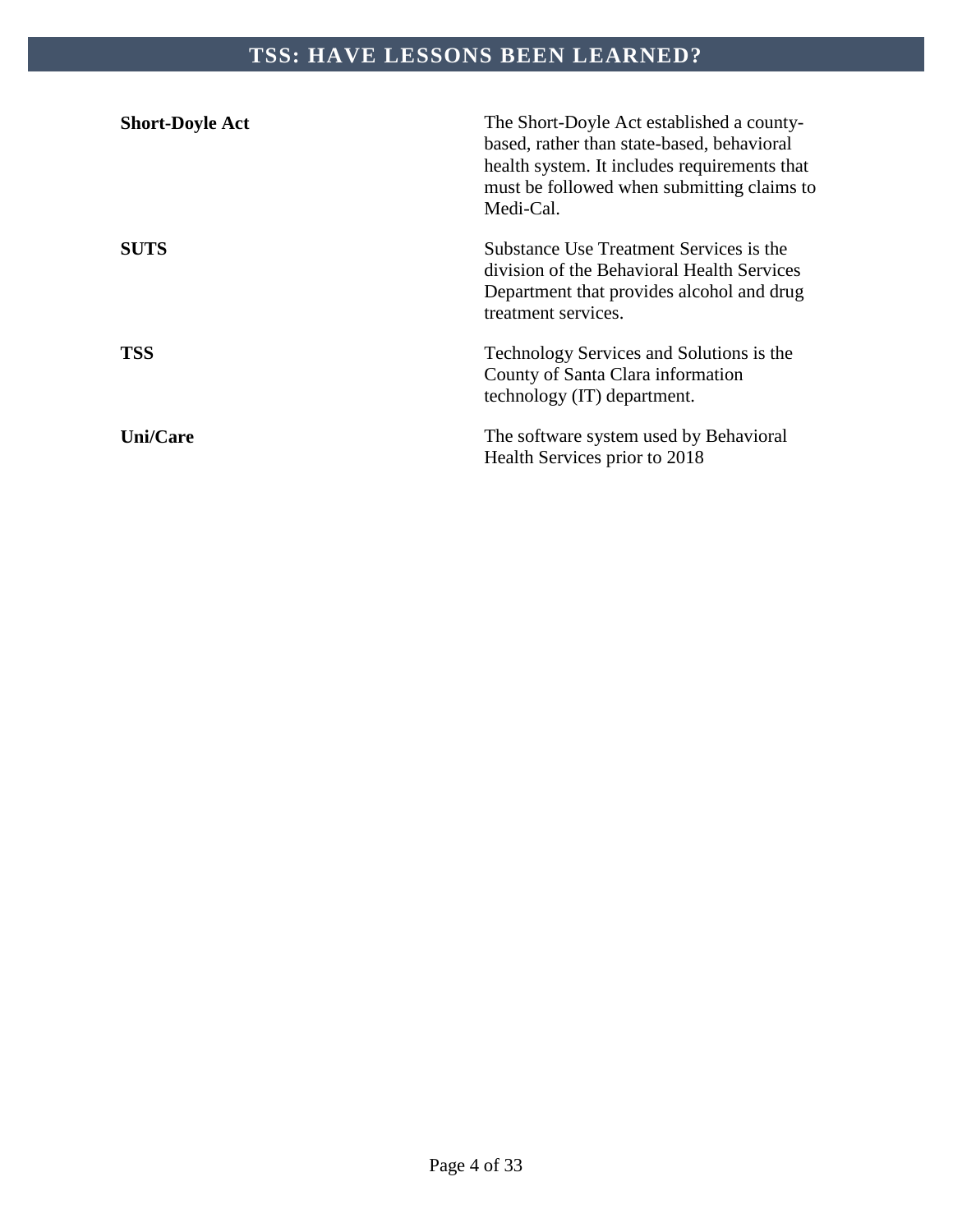| | |
|---|---|
| **Short-Doyle Act** | The Short-Doyle Act established a county-based, rather than state-based, behavioral health system. It includes requirements that must be followed when submitting claims to Medi-Cal. |
| **SUTS** | Substance Use Treatment Services is the division of the Behavioral Health Services Department that provides alcohol and drug treatment services. |
| **TSS** | Technology Services and Solutions is the County of Santa Clara information technology (IT) department. |
| **Uni/Care** | The software system used by Behavioral Health Services prior to 2018 |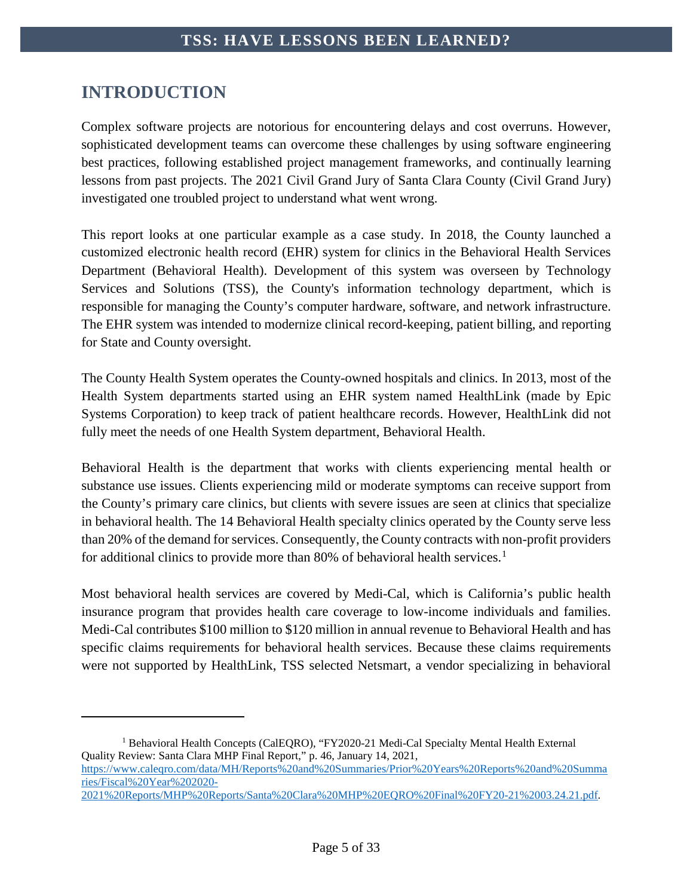## INTRODUCTION

Complex software projects are notorious for encountering delays and cost overruns. However, sophisticated development teams can overcome these challenges by using software engineering best practices, following established project management frameworks, and continually learning lessons from past projects. The 2021 Civil Grand Jury of Santa Clara County (Civil Grand Jury) investigated one troubled project to understand what went wrong.

This report looks at one particular example as a case study. In 2018, the County launched a customized electronic health record (EHR) system for clinics in the Behavioral Health Services Department (Behavioral Health). Development of this system was overseen by Technology Services and Solutions (TSS), the County's information technology department, which is responsible for managing the County's computer hardware, software, and network infrastructure. The EHR system was intended to modernize clinical record-keeping, patient billing, and reporting for State and County oversight.

The County Health System operates the County-owned hospitals and clinics. In 2013, most of the Health System departments started using an EHR system named HealthLink (made by Epic Systems Corporation) to keep track of patient healthcare records. However, HealthLink did not fully meet the needs of one Health System department, Behavioral Health.

Behavioral Health is the department that works with clients experiencing mental health or substance use issues. Clients experiencing mild or moderate symptoms can receive support from the County's primary care clinics, but clients with severe issues are seen at clinics that specialize in behavioral health. The 14 Behavioral Health specialty clinics operated by the County serve less than 20% of the demand for services. Consequently, the County contracts with non-profit providers for additional clinics to provide more than 80% of behavioral health services.[1]

Most behavioral health services are covered by Medi-Cal, which is California's public health insurance program that provides health care coverage to low-income individuals and families. Medi-Cal contributes $100 million to $120 million in annual revenue to Behavioral Health and has specific claims requirements for behavioral health services. Because these claims requirements were not supported by HealthLink, TSS selected Netsmart, a vendor specializing in behavioral

---

[1] Behavioral Health Concepts (CalEQRO), "FY2020-21 Medi-Cal Specialty Mental Health External Quality Review: Santa Clara MHP Final Report," p. 46, January 14, 2021, https://www.caleqro.com/data/MH/Reports%20and%20Summaries/Prior%20Years%20Reports%20and%20Summaries/Fiscal%20Year%202020-2021%20Reports/MHP%20Reports/Santa%20Clara%20MHP%20EQRO%20Final%20FY20-21%2003.24.21.pdf.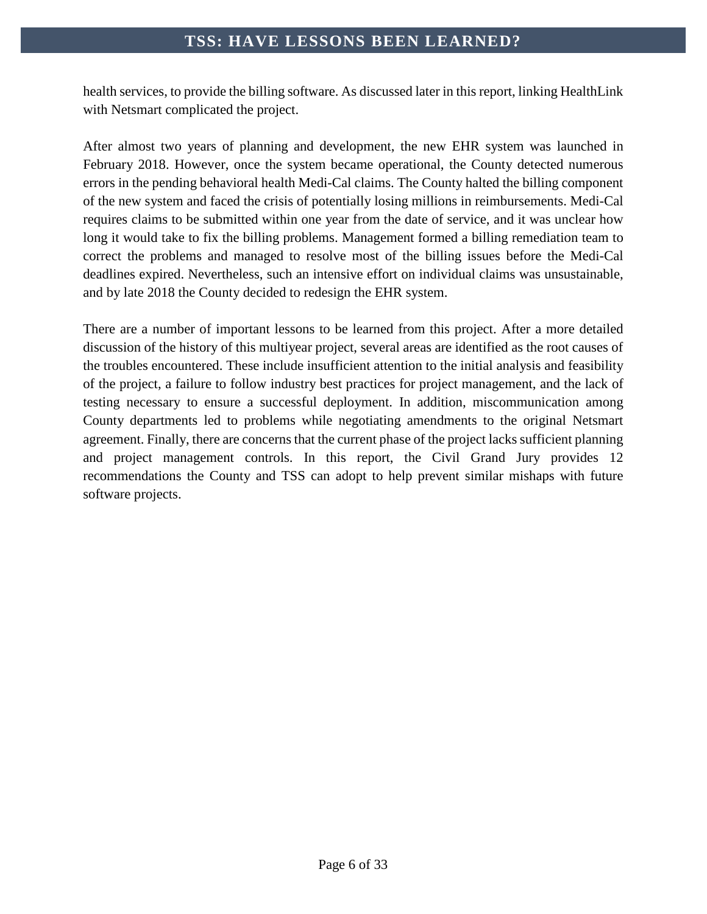health services, to provide the billing software. As discussed later in this report, linking HealthLink with Netsmart complicated the project.

After almost two years of planning and development, the new EHR system was launched in February 2018. However, once the system became operational, the County detected numerous errors in the pending behavioral health Medi-Cal claims. The County halted the billing component of the new system and faced the crisis of potentially losing millions in reimbursements. Medi-Cal requires claims to be submitted within one year from the date of service, and it was unclear how long it would take to fix the billing problems. Management formed a billing remediation team to correct the problems and managed to resolve most of the billing issues before the Medi-Cal deadlines expired. Nevertheless, such an intensive effort on individual claims was unsustainable, and by late 2018 the County decided to redesign the EHR system.

There are a number of important lessons to be learned from this project. After a more detailed discussion of the history of this multiyear project, several areas are identified as the root causes of the troubles encountered. These include insufficient attention to the initial analysis and feasibility of the project, a failure to follow industry best practices for project management, and the lack of testing necessary to ensure a successful deployment. In addition, miscommunication among County departments led to problems while negotiating amendments to the original Netsmart agreement. Finally, there are concerns that the current phase of the project lacks sufficient planning and project management controls. In this report, the Civil Grand Jury provides 12 recommendations the County and TSS can adopt to help prevent similar mishaps with future software projects.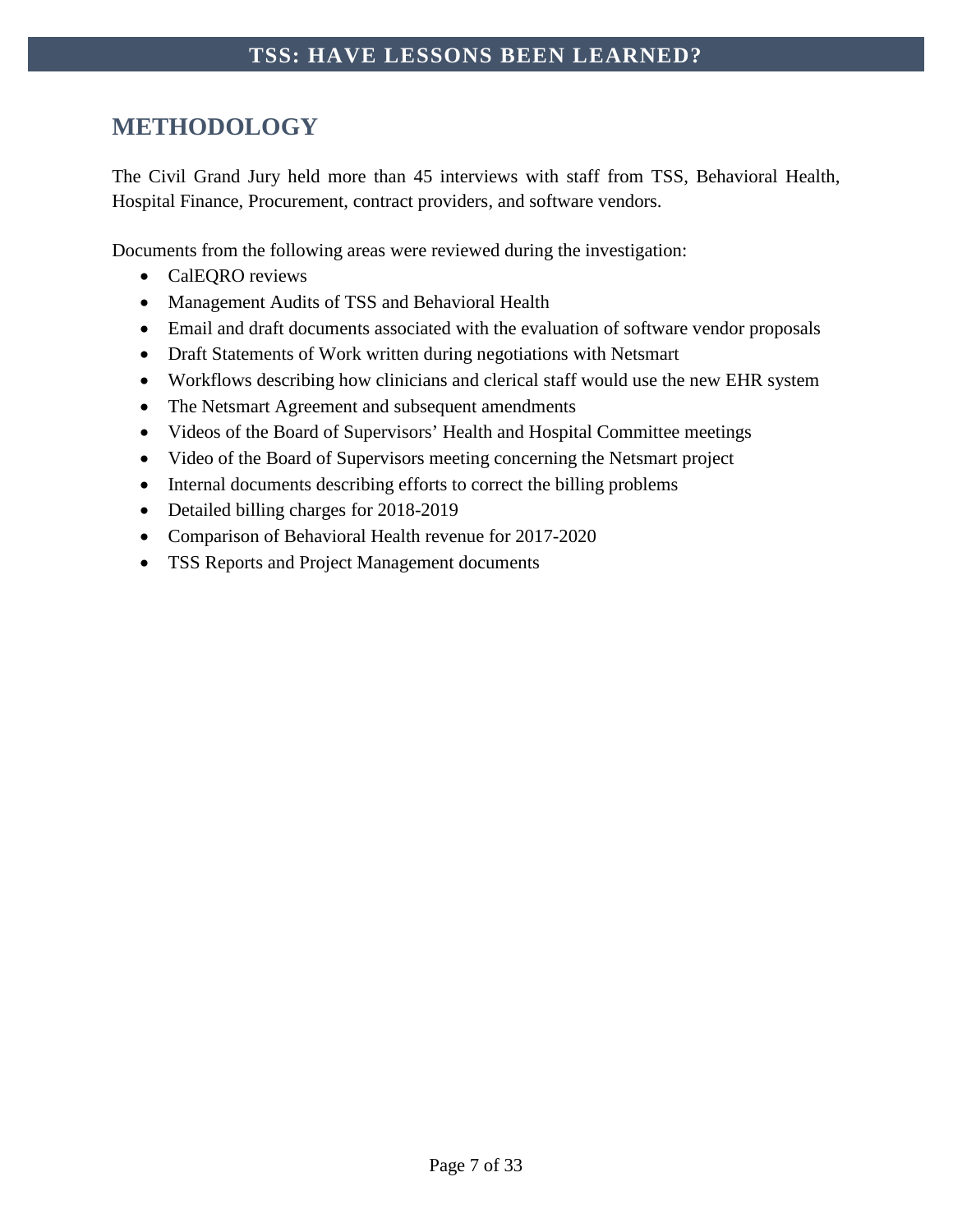## METHODOLOGY

The Civil Grand Jury held more than 45 interviews with staff from TSS, Behavioral Health, Hospital Finance, Procurement, contract providers, and software vendors.

Documents from the following areas were reviewed during the investigation:

- CalEQRO reviews
- Management Audits of TSS and Behavioral Health
- Email and draft documents associated with the evaluation of software vendor proposals
- Draft Statements of Work written during negotiations with Netsmart
- Workflows describing how clinicians and clerical staff would use the new EHR system
- The Netsmart Agreement and subsequent amendments
- Videos of the Board of Supervisors' Health and Hospital Committee meetings
- Video of the Board of Supervisors meeting concerning the Netsmart project
- Internal documents describing efforts to correct the billing problems
- Detailed billing charges for 2018-2019
- Comparison of Behavioral Health revenue for 2017-2020
- TSS Reports and Project Management documents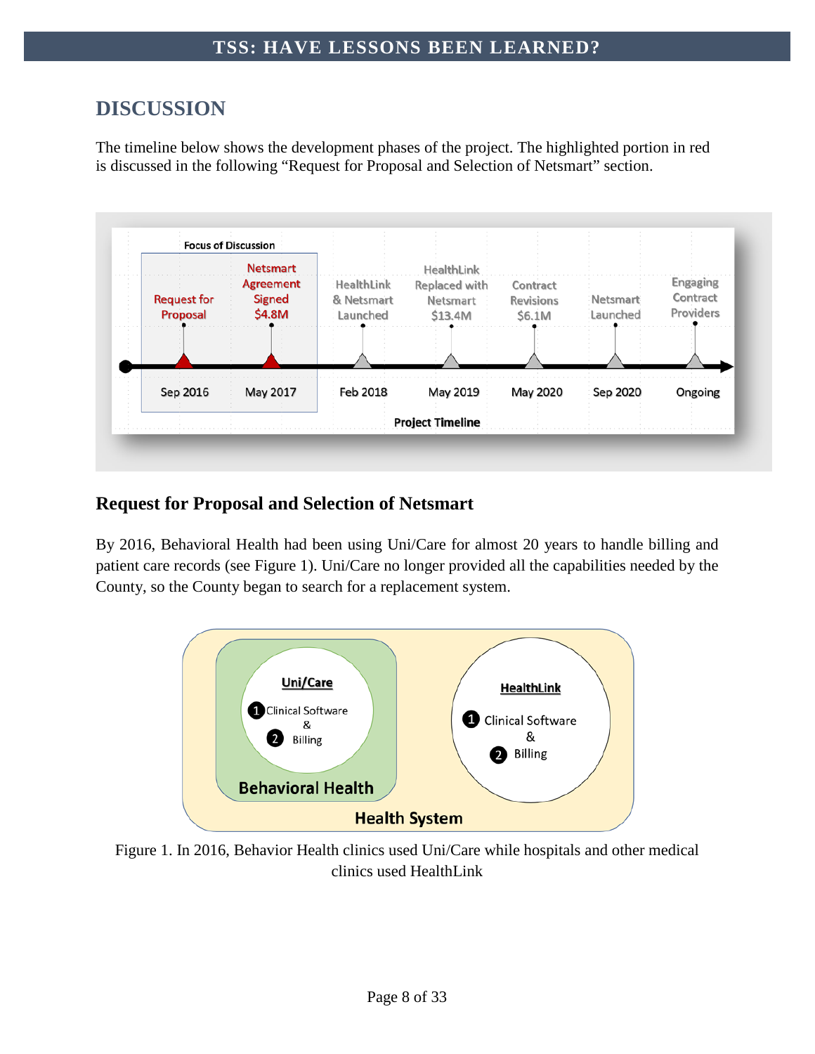## DISCUSSION

The timeline below shows the development phases of the project. The highlighted portion in red is discussed in the following "Request for Proposal and Selection of Netsmart" section.

Focus of Discussion

| Date | Event |
|---|---|
| Sep 2016 | Request for Proposal |
| May 2017 | Netsmart Agreement Signed $4.8M |
| Feb 2018 | HealthLink & Netsmart Launched |
| May 2019 | HealthLink Replaced with Netsmart $13.4M |
| May 2020 | Contract Revisions $6.1M |
| Sep 2020 | Netsmart Launched |
| Ongoing | Engaging Contract Providers |

Project Timeline

### Request for Proposal and Selection of Netsmart

By 2016, Behavioral Health had been using Uni/Care for almost 20 years to handle billing and patient care records (see Figure 1). Uni/Care no longer provided all the capabilities needed by the County, so the County began to search for a replacement system.

Health System: Behavioral Health — Uni/Care (1 Clinical Software & 2 Billing); HealthLink (1 Clinical Software & 2 Billing)

Figure 1. In 2016, Behavior Health clinics used Uni/Care while hospitals and other medical clinics used HealthLink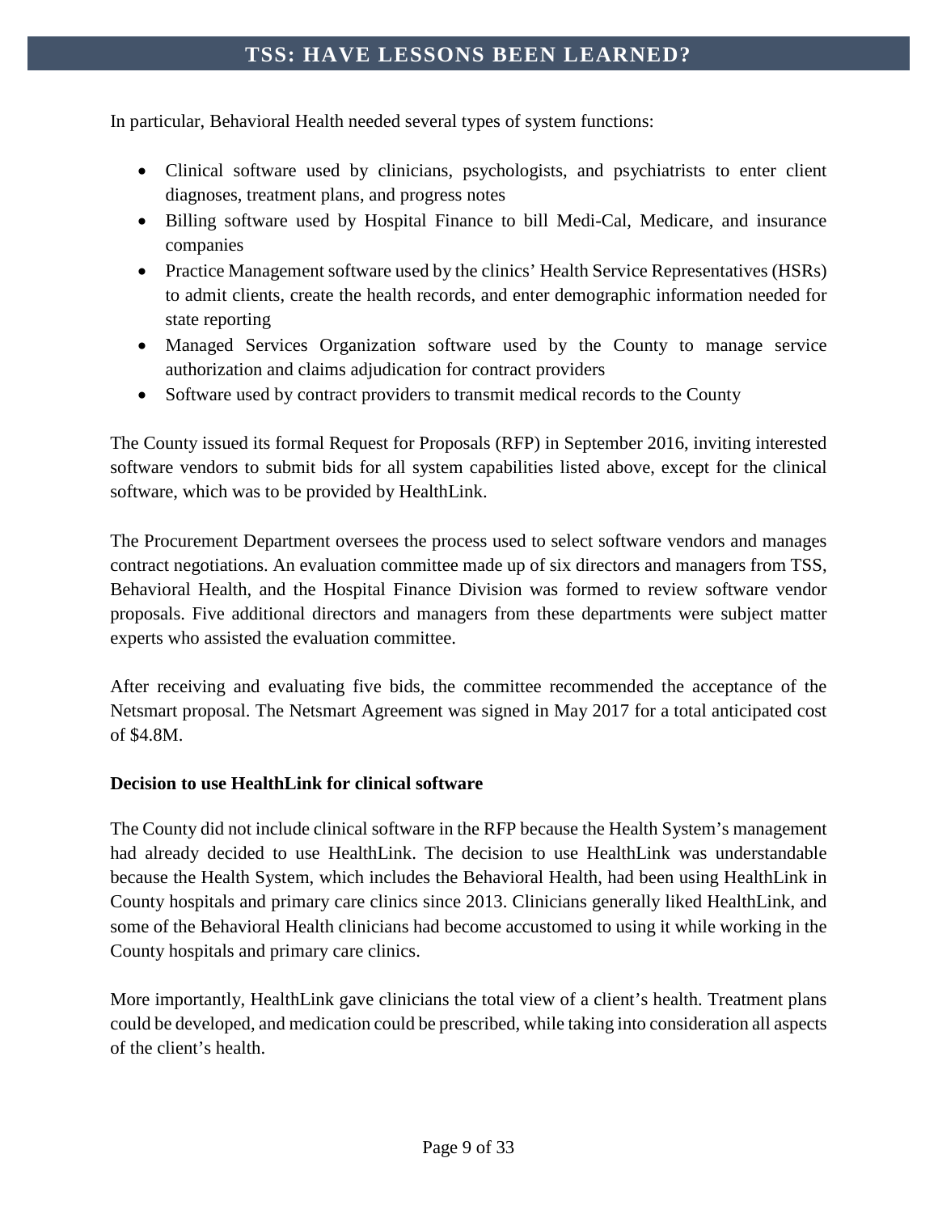In particular, Behavioral Health needed several types of system functions:

- Clinical software used by clinicians, psychologists, and psychiatrists to enter client diagnoses, treatment plans, and progress notes
- Billing software used by Hospital Finance to bill Medi-Cal, Medicare, and insurance companies
- Practice Management software used by the clinics' Health Service Representatives (HSRs) to admit clients, create the health records, and enter demographic information needed for state reporting
- Managed Services Organization software used by the County to manage service authorization and claims adjudication for contract providers
- Software used by contract providers to transmit medical records to the County

The County issued its formal Request for Proposals (RFP) in September 2016, inviting interested software vendors to submit bids for all system capabilities listed above, except for the clinical software, which was to be provided by HealthLink.

The Procurement Department oversees the process used to select software vendors and manages contract negotiations. An evaluation committee made up of six directors and managers from TSS, Behavioral Health, and the Hospital Finance Division was formed to review software vendor proposals. Five additional directors and managers from these departments were subject matter experts who assisted the evaluation committee.

After receiving and evaluating five bids, the committee recommended the acceptance of the Netsmart proposal. The Netsmart Agreement was signed in May 2017 for a total anticipated cost of $4.8M.

**Decision to use HealthLink for clinical software**

The County did not include clinical software in the RFP because the Health System's management had already decided to use HealthLink. The decision to use HealthLink was understandable because the Health System, which includes the Behavioral Health, had been using HealthLink in County hospitals and primary care clinics since 2013. Clinicians generally liked HealthLink, and some of the Behavioral Health clinicians had become accustomed to using it while working in the County hospitals and primary care clinics.

More importantly, HealthLink gave clinicians the total view of a client's health. Treatment plans could be developed, and medication could be prescribed, while taking into consideration all aspects of the client's health.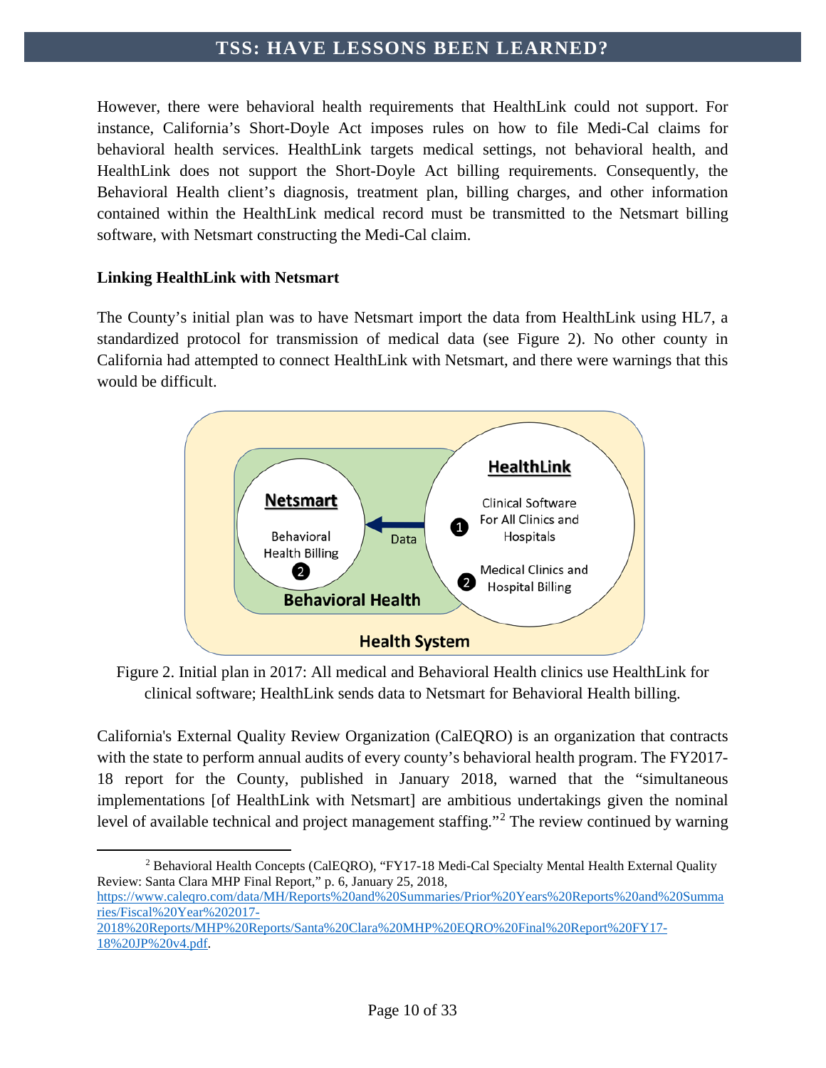However, there were behavioral health requirements that HealthLink could not support. For instance, California's Short-Doyle Act imposes rules on how to file Medi-Cal claims for behavioral health services. HealthLink targets medical settings, not behavioral health, and HealthLink does not support the Short-Doyle Act billing requirements. Consequently, the Behavioral Health client's diagnosis, treatment plan, billing charges, and other information contained within the HealthLink medical record must be transmitted to the Netsmart billing software, with Netsmart constructing the Medi-Cal claim.

**Linking HealthLink with Netsmart**

The County's initial plan was to have Netsmart import the data from HealthLink using HL7, a standardized protocol for transmission of medical data (see Figure 2). No other county in California had attempted to connect HealthLink with Netsmart, and there were warnings that this would be difficult.

Figure 2. Initial plan in 2017: All medical and Behavioral Health clinics use HealthLink for clinical software; HealthLink sends data to Netsmart for Behavioral Health billing.

California's External Quality Review Organization (CalEQRO) is an organization that contracts with the state to perform annual audits of every county's behavioral health program. The FY2017-18 report for the County, published in January 2018, warned that the "simultaneous implementations [of HealthLink with Netsmart] are ambitious undertakings given the nominal level of available technical and project management staffing."[2] The review continued by warning

[2] Behavioral Health Concepts (CalEQRO), "FY17-18 Medi-Cal Specialty Mental Health External Quality Review: Santa Clara MHP Final Report," p. 6, January 25, 2018, https://www.caleqro.com/data/MH/Reports%20and%20Summaries/Prior%20Years%20Reports%20and%20Summaries/Fiscal%20Year%202017-2018%20Reports/MHP%20Reports/Santa%20Clara%20MHP%20EQRO%20Final%20Report%20FY17-18%20JP%20v4.pdf.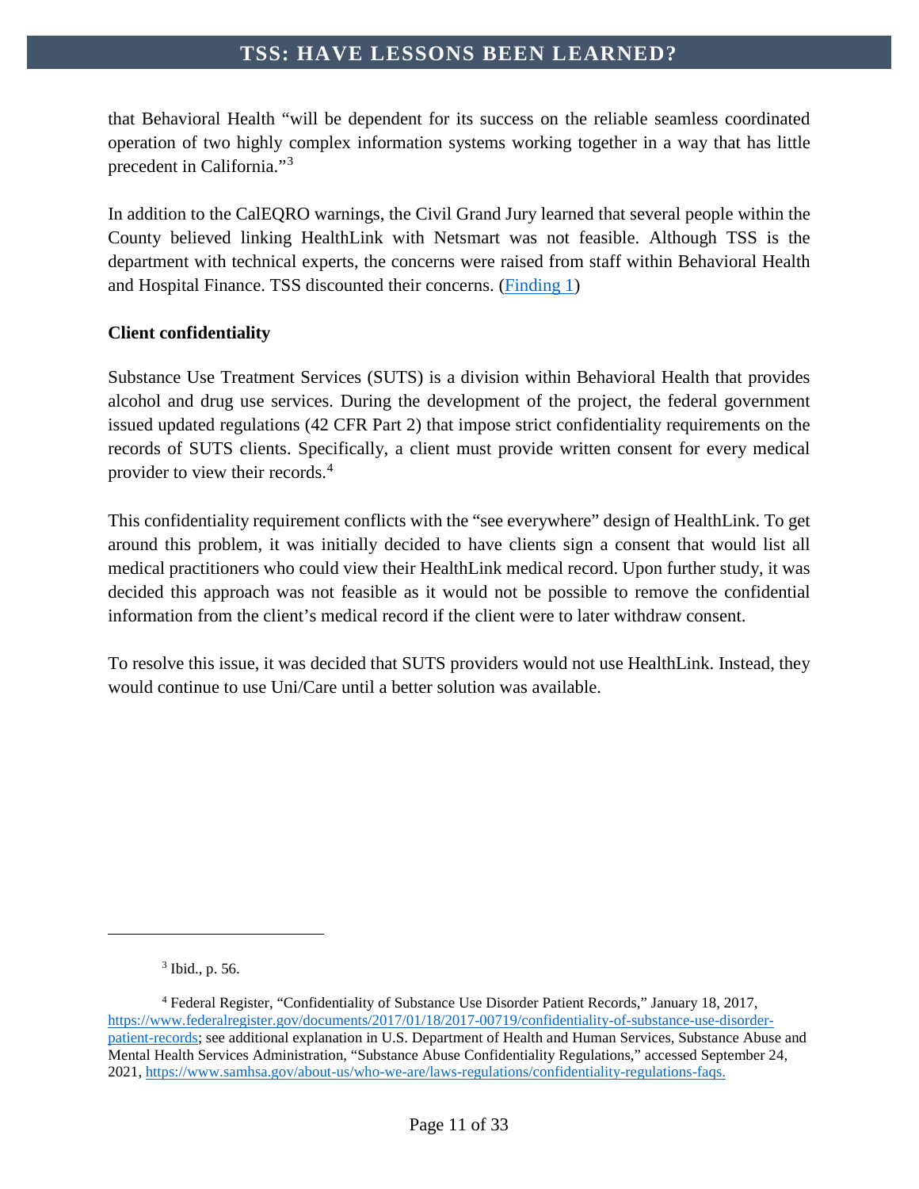that Behavioral Health "will be dependent for its success on the reliable seamless coordinated operation of two highly complex information systems working together in a way that has little precedent in California."[3]

In addition to the CalEQRO warnings, the Civil Grand Jury learned that several people within the County believed linking HealthLink with Netsmart was not feasible. Although TSS is the department with technical experts, the concerns were raised from staff within Behavioral Health and Hospital Finance. TSS discounted their concerns. (Finding 1)

**Client confidentiality**

Substance Use Treatment Services (SUTS) is a division within Behavioral Health that provides alcohol and drug use services. During the development of the project, the federal government issued updated regulations (42 CFR Part 2) that impose strict confidentiality requirements on the records of SUTS clients. Specifically, a client must provide written consent for every medical provider to view their records.[4]

This confidentiality requirement conflicts with the "see everywhere" design of HealthLink. To get around this problem, it was initially decided to have clients sign a consent that would list all medical practitioners who could view their HealthLink medical record. Upon further study, it was decided this approach was not feasible as it would not be possible to remove the confidential information from the client's medical record if the client were to later withdraw consent.

To resolve this issue, it was decided that SUTS providers would not use HealthLink. Instead, they would continue to use Uni/Care until a better solution was available.

---

[3] Ibid., p. 56.

[4] Federal Register, "Confidentiality of Substance Use Disorder Patient Records," January 18, 2017, https://www.federalregister.gov/documents/2017/01/18/2017-00719/confidentiality-of-substance-use-disorder-patient-records; see additional explanation in U.S. Department of Health and Human Services, Substance Abuse and Mental Health Services Administration, "Substance Abuse Confidentiality Regulations," accessed September 24, 2021, https://www.samhsa.gov/about-us/who-we-are/laws-regulations/confidentiality-regulations-faqs.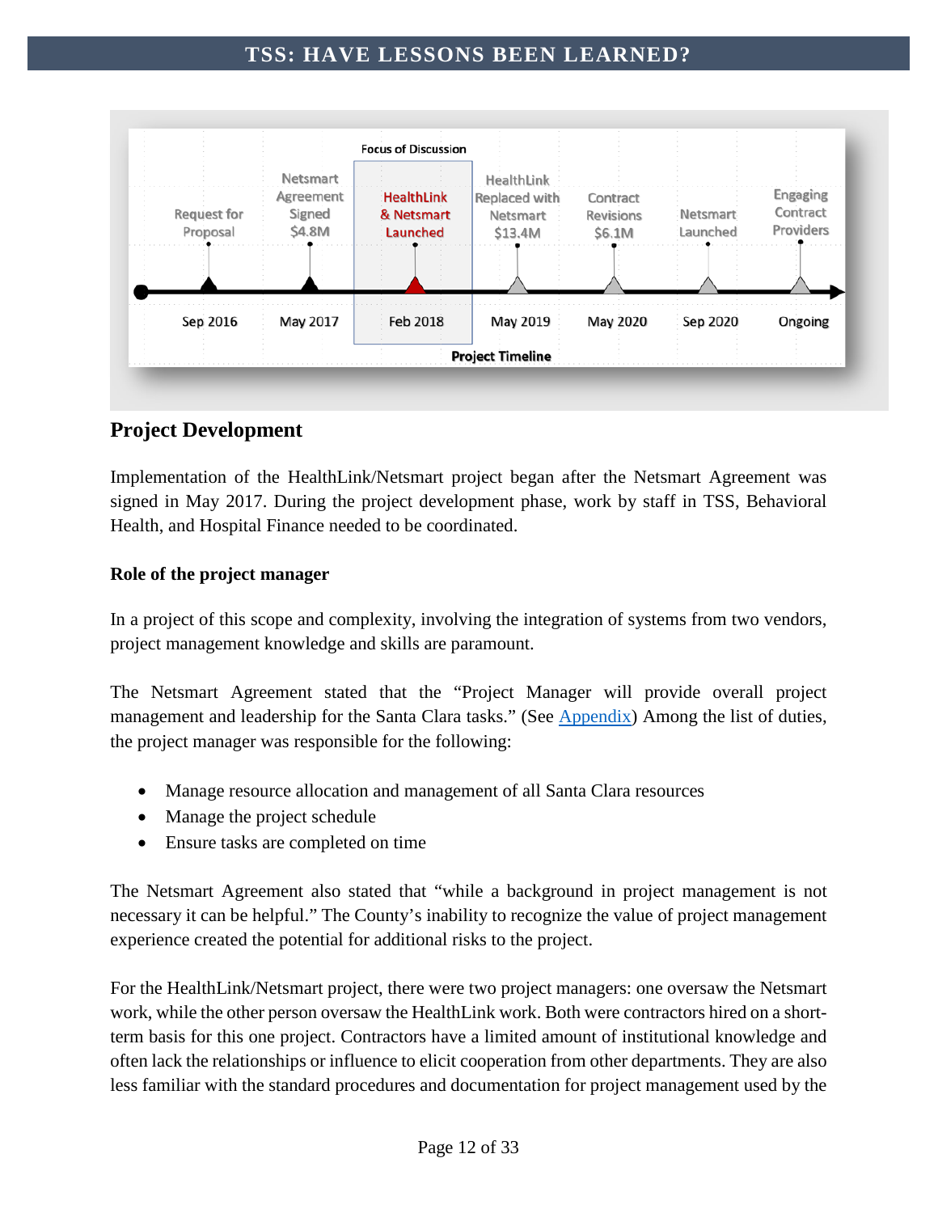Focus of Discussion

| Request for Proposal | Netsmart Agreement Signed $4.8M | HealthLink & Netsmart Launched | HealthLink Replaced with Netsmart $13.4M | Contract Revisions $6.1M | Netsmart Launched | Engaging Contract Providers |
|---|---|---|---|---|---|---|
| Sep 2016 | May 2017 | Feb 2018 | May 2019 | May 2020 | Sep 2020 | Ongoing |

Project Timeline

## Project Development

Implementation of the HealthLink/Netsmart project began after the Netsmart Agreement was signed in May 2017. During the project development phase, work by staff in TSS, Behavioral Health, and Hospital Finance needed to be coordinated.

### Role of the project manager

In a project of this scope and complexity, involving the integration of systems from two vendors, project management knowledge and skills are paramount.

The Netsmart Agreement stated that the "Project Manager will provide overall project management and leadership for the Santa Clara tasks." (See Appendix) Among the list of duties, the project manager was responsible for the following:

- Manage resource allocation and management of all Santa Clara resources
- Manage the project schedule
- Ensure tasks are completed on time

The Netsmart Agreement also stated that "while a background in project management is not necessary it can be helpful." The County's inability to recognize the value of project management experience created the potential for additional risks to the project.

For the HealthLink/Netsmart project, there were two project managers: one oversaw the Netsmart work, while the other person oversaw the HealthLink work. Both were contractors hired on a short-term basis for this one project. Contractors have a limited amount of institutional knowledge and often lack the relationships or influence to elicit cooperation from other departments. They are also less familiar with the standard procedures and documentation for project management used by the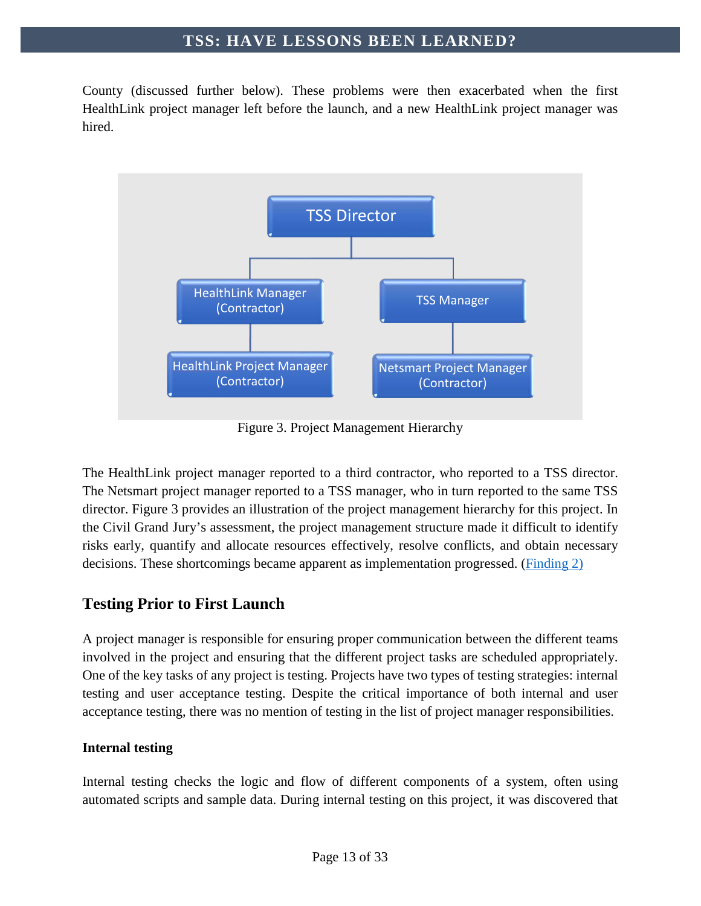County (discussed further below). These problems were then exacerbated when the first HealthLink project manager left before the launch, and a new HealthLink project manager was hired.

Figure 3. Project Management Hierarchy

The HealthLink project manager reported to a third contractor, who reported to a TSS director. The Netsmart project manager reported to a TSS manager, who in turn reported to the same TSS director. Figure 3 provides an illustration of the project management hierarchy for this project. In the Civil Grand Jury's assessment, the project management structure made it difficult to identify risks early, quantify and allocate resources effectively, resolve conflicts, and obtain necessary decisions. These shortcomings became apparent as implementation progressed. (Finding 2)

## Testing Prior to First Launch

A project manager is responsible for ensuring proper communication between the different teams involved in the project and ensuring that the different project tasks are scheduled appropriately. One of the key tasks of any project is testing. Projects have two types of testing strategies: internal testing and user acceptance testing. Despite the critical importance of both internal and user acceptance testing, there was no mention of testing in the list of project manager responsibilities.

### Internal testing

Internal testing checks the logic and flow of different components of a system, often using automated scripts and sample data. During internal testing on this project, it was discovered that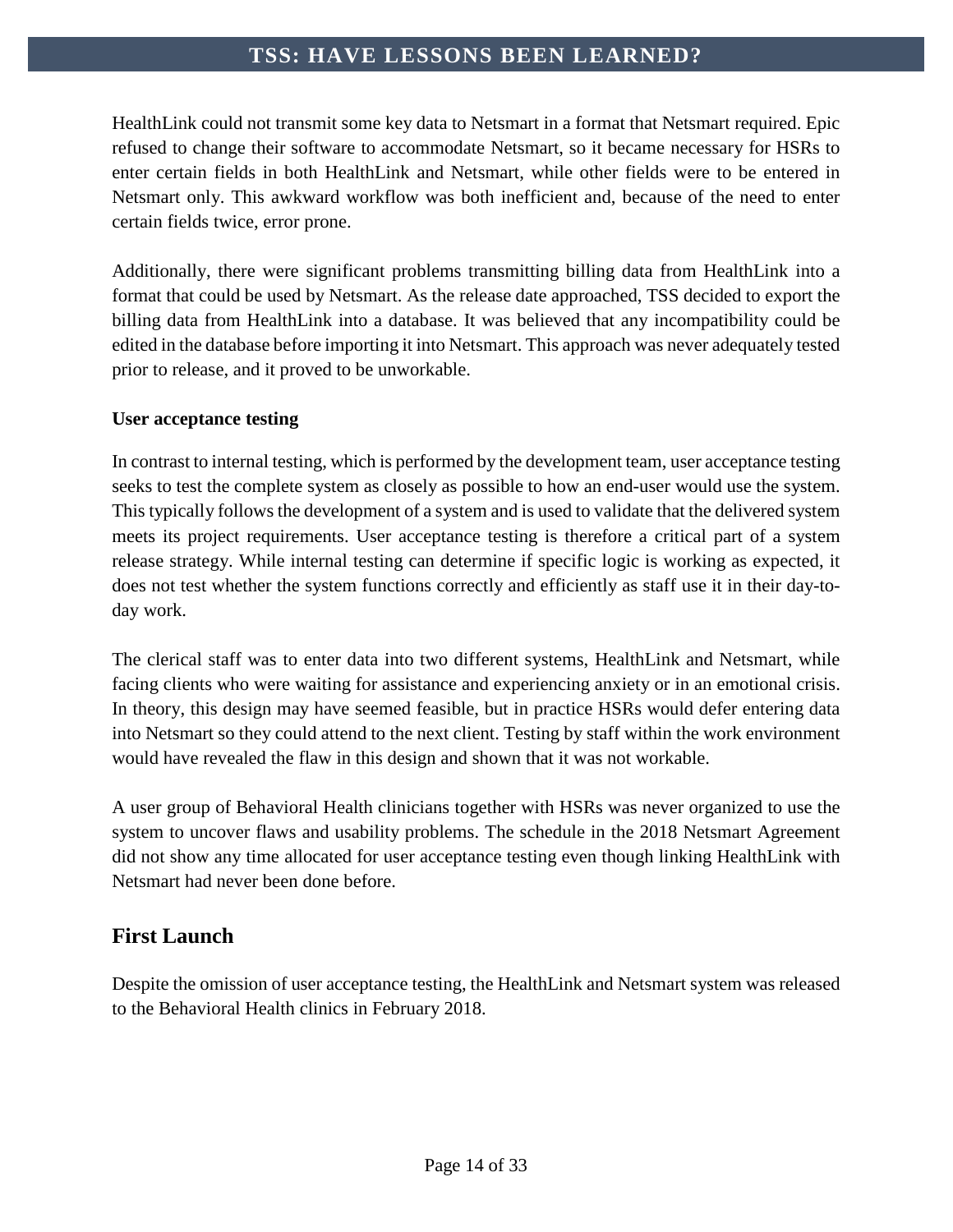HealthLink could not transmit some key data to Netsmart in a format that Netsmart required. Epic refused to change their software to accommodate Netsmart, so it became necessary for HSRs to enter certain fields in both HealthLink and Netsmart, while other fields were to be entered in Netsmart only. This awkward workflow was both inefficient and, because of the need to enter certain fields twice, error prone.

Additionally, there were significant problems transmitting billing data from HealthLink into a format that could be used by Netsmart. As the release date approached, TSS decided to export the billing data from HealthLink into a database. It was believed that any incompatibility could be edited in the database before importing it into Netsmart. This approach was never adequately tested prior to release, and it proved to be unworkable.

**User acceptance testing**

In contrast to internal testing, which is performed by the development team, user acceptance testing seeks to test the complete system as closely as possible to how an end-user would use the system. This typically follows the development of a system and is used to validate that the delivered system meets its project requirements. User acceptance testing is therefore a critical part of a system release strategy. While internal testing can determine if specific logic is working as expected, it does not test whether the system functions correctly and efficiently as staff use it in their day-to-day work.

The clerical staff was to enter data into two different systems, HealthLink and Netsmart, while facing clients who were waiting for assistance and experiencing anxiety or in an emotional crisis. In theory, this design may have seemed feasible, but in practice HSRs would defer entering data into Netsmart so they could attend to the next client. Testing by staff within the work environment would have revealed the flaw in this design and shown that it was not workable.

A user group of Behavioral Health clinicians together with HSRs was never organized to use the system to uncover flaws and usability problems. The schedule in the 2018 Netsmart Agreement did not show any time allocated for user acceptance testing even though linking HealthLink with Netsmart had never been done before.

## First Launch

Despite the omission of user acceptance testing, the HealthLink and Netsmart system was released to the Behavioral Health clinics in February 2018.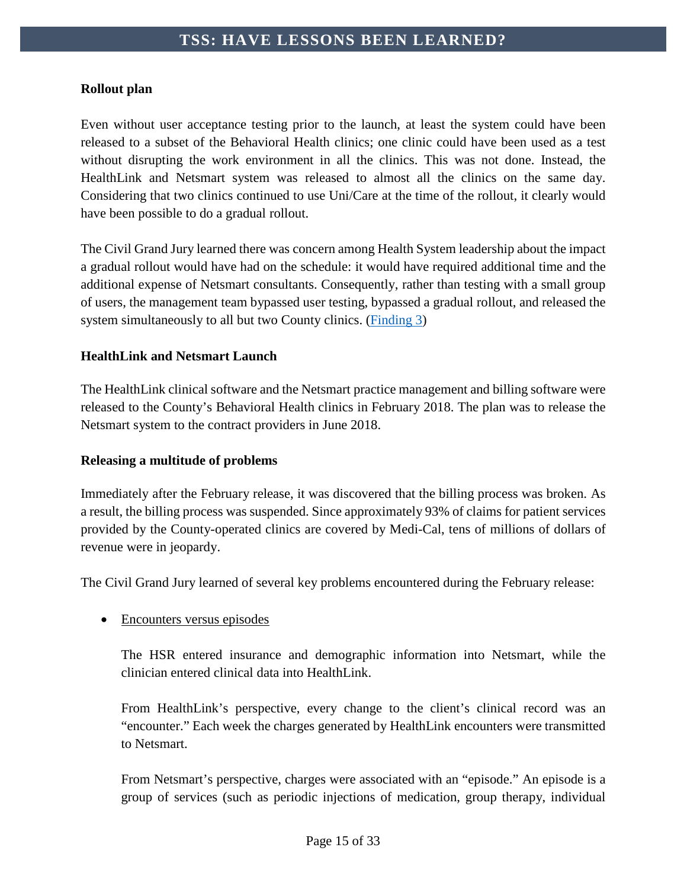**Rollout plan**

Even without user acceptance testing prior to the launch, at least the system could have been released to a subset of the Behavioral Health clinics; one clinic could have been used as a test without disrupting the work environment in all the clinics. This was not done. Instead, the HealthLink and Netsmart system was released to almost all the clinics on the same day. Considering that two clinics continued to use Uni/Care at the time of the rollout, it clearly would have been possible to do a gradual rollout.

The Civil Grand Jury learned there was concern among Health System leadership about the impact a gradual rollout would have had on the schedule: it would have required additional time and the additional expense of Netsmart consultants. Consequently, rather than testing with a small group of users, the management team bypassed user testing, bypassed a gradual rollout, and released the system simultaneously to all but two County clinics. (Finding 3)

**HealthLink and Netsmart Launch**

The HealthLink clinical software and the Netsmart practice management and billing software were released to the County's Behavioral Health clinics in February 2018. The plan was to release the Netsmart system to the contract providers in June 2018.

**Releasing a multitude of problems**

Immediately after the February release, it was discovered that the billing process was broken. As a result, the billing process was suspended. Since approximately 93% of claims for patient services provided by the County-operated clinics are covered by Medi-Cal, tens of millions of dollars of revenue were in jeopardy.

The Civil Grand Jury learned of several key problems encountered during the February release:

- <u>Encounters versus episodes</u>

  The HSR entered insurance and demographic information into Netsmart, while the clinician entered clinical data into HealthLink.

  From HealthLink's perspective, every change to the client's clinical record was an "encounter." Each week the charges generated by HealthLink encounters were transmitted to Netsmart.

  From Netsmart's perspective, charges were associated with an "episode." An episode is a group of services (such as periodic injections of medication, group therapy, individual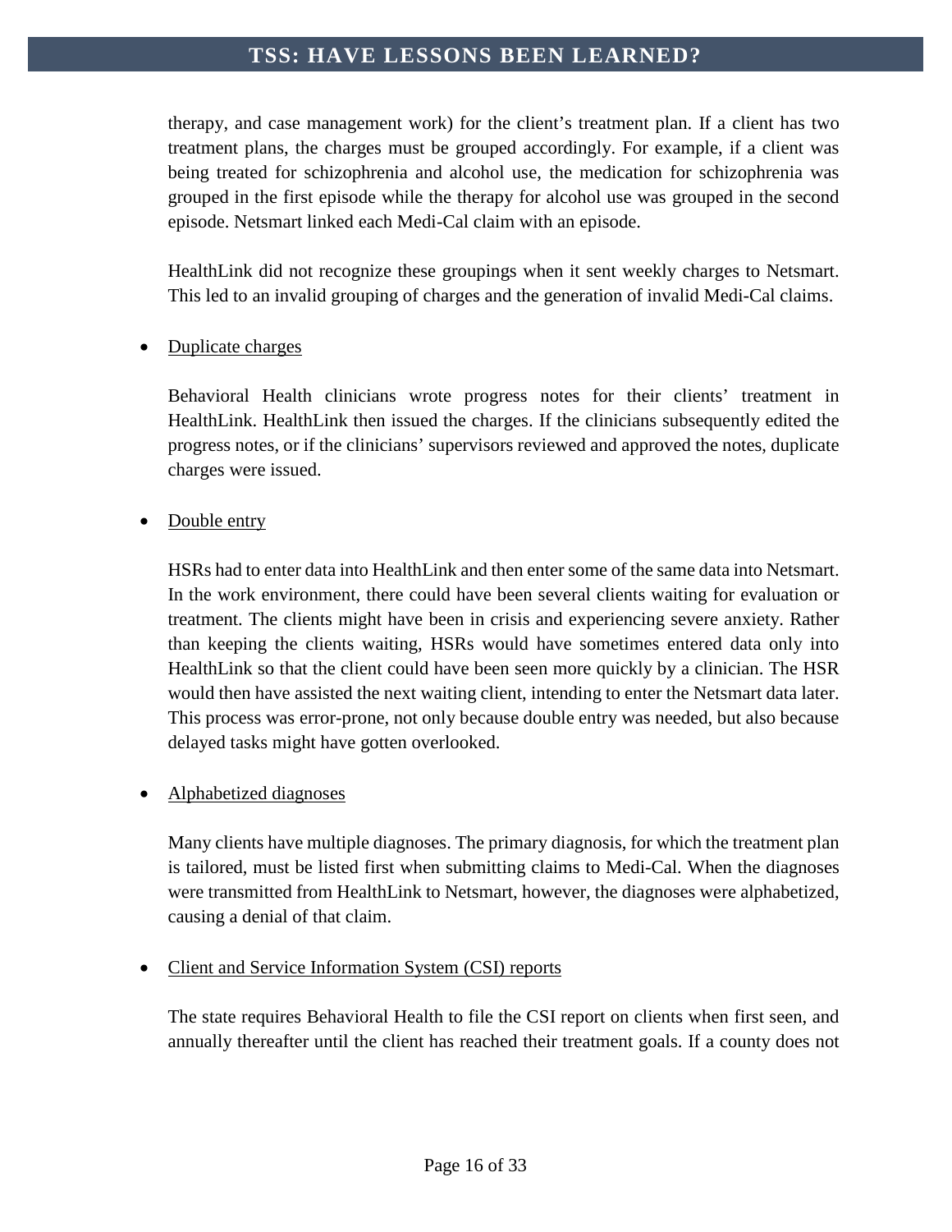therapy, and case management work) for the client's treatment plan. If a client has two treatment plans, the charges must be grouped accordingly. For example, if a client was being treated for schizophrenia and alcohol use, the medication for schizophrenia was grouped in the first episode while the therapy for alcohol use was grouped in the second episode. Netsmart linked each Medi-Cal claim with an episode.

HealthLink did not recognize these groupings when it sent weekly charges to Netsmart. This led to an invalid grouping of charges and the generation of invalid Medi-Cal claims.

- <u>Duplicate charges</u>

  Behavioral Health clinicians wrote progress notes for their clients' treatment in HealthLink. HealthLink then issued the charges. If the clinicians subsequently edited the progress notes, or if the clinicians' supervisors reviewed and approved the notes, duplicate charges were issued.

- <u>Double entry</u>

  HSRs had to enter data into HealthLink and then enter some of the same data into Netsmart. In the work environment, there could have been several clients waiting for evaluation or treatment. The clients might have been in crisis and experiencing severe anxiety. Rather than keeping the clients waiting, HSRs would have sometimes entered data only into HealthLink so that the client could have been seen more quickly by a clinician. The HSR would then have assisted the next waiting client, intending to enter the Netsmart data later. This process was error-prone, not only because double entry was needed, but also because delayed tasks might have gotten overlooked.

- <u>Alphabetized diagnoses</u>

  Many clients have multiple diagnoses. The primary diagnosis, for which the treatment plan is tailored, must be listed first when submitting claims to Medi-Cal. When the diagnoses were transmitted from HealthLink to Netsmart, however, the diagnoses were alphabetized, causing a denial of that claim.

- <u>Client and Service Information System (CSI) reports</u>

  The state requires Behavioral Health to file the CSI report on clients when first seen, and annually thereafter until the client has reached their treatment goals. If a county does not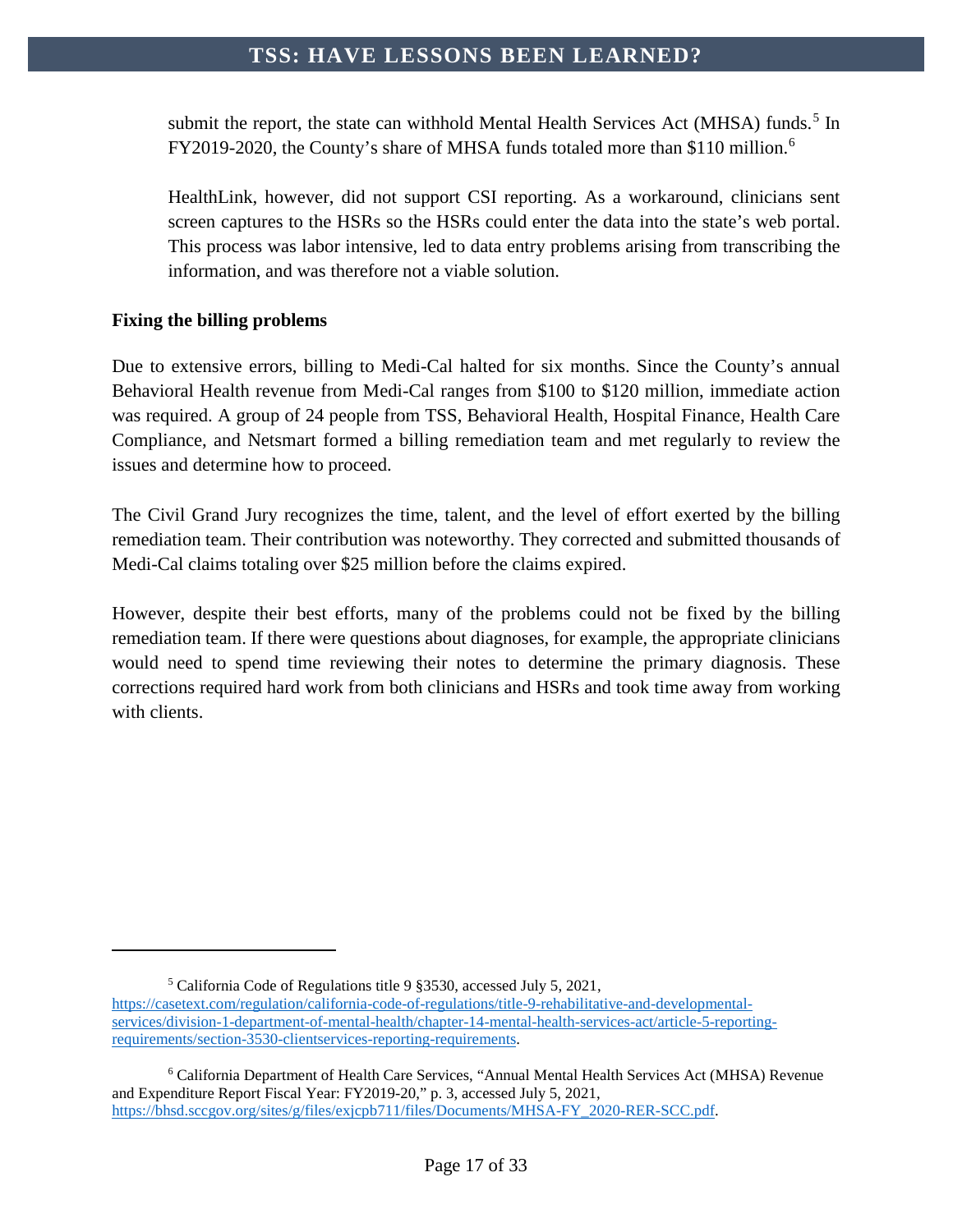submit the report, the state can withhold Mental Health Services Act (MHSA) funds.[5] In FY2019-2020, the County's share of MHSA funds totaled more than $110 million.[6]

HealthLink, however, did not support CSI reporting. As a workaround, clinicians sent screen captures to the HSRs so the HSRs could enter the data into the state's web portal. This process was labor intensive, led to data entry problems arising from transcribing the information, and was therefore not a viable solution.

**Fixing the billing problems**

Due to extensive errors, billing to Medi-Cal halted for six months. Since the County's annual Behavioral Health revenue from Medi-Cal ranges from $100 to $120 million, immediate action was required. A group of 24 people from TSS, Behavioral Health, Hospital Finance, Health Care Compliance, and Netsmart formed a billing remediation team and met regularly to review the issues and determine how to proceed.

The Civil Grand Jury recognizes the time, talent, and the level of effort exerted by the billing remediation team. Their contribution was noteworthy. They corrected and submitted thousands of Medi-Cal claims totaling over $25 million before the claims expired.

However, despite their best efforts, many of the problems could not be fixed by the billing remediation team. If there were questions about diagnoses, for example, the appropriate clinicians would need to spend time reviewing their notes to determine the primary diagnosis. These corrections required hard work from both clinicians and HSRs and took time away from working with clients.

---

[5] California Code of Regulations title 9 §3530, accessed July 5, 2021, https://casetext.com/regulation/california-code-of-regulations/title-9-rehabilitative-and-developmental-services/division-1-department-of-mental-health/chapter-14-mental-health-services-act/article-5-reporting-requirements/section-3530-clientservices-reporting-requirements.

[6] California Department of Health Care Services, "Annual Mental Health Services Act (MHSA) Revenue and Expenditure Report Fiscal Year: FY2019-20," p. 3, accessed July 5, 2021, https://bhsd.sccgov.org/sites/g/files/exjcpb711/files/Documents/MHSA-FY_2020-RER-SCC.pdf.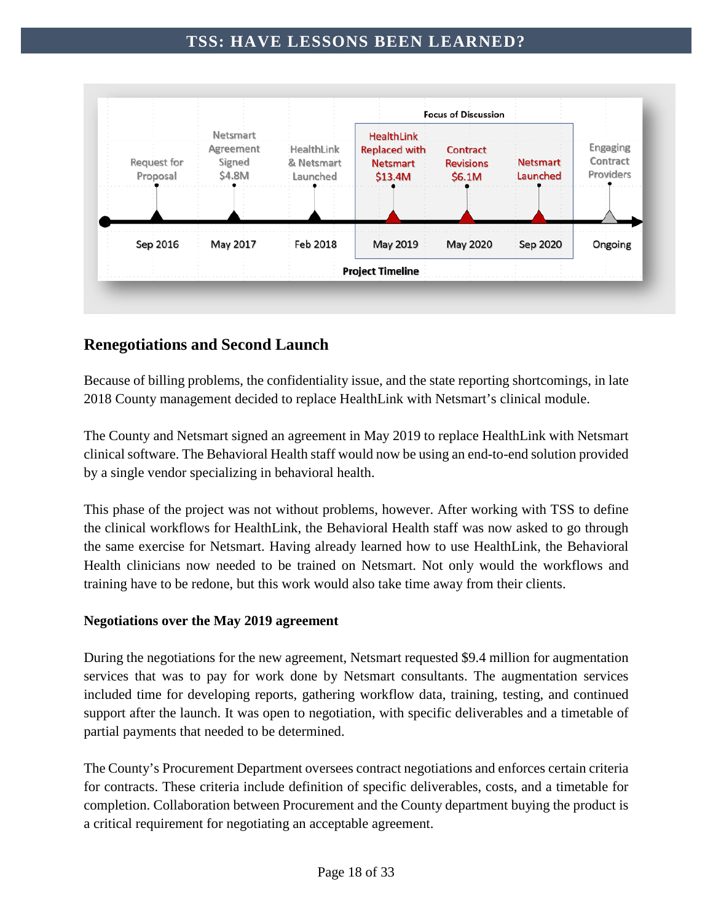**Focus of Discussion**

| Sep 2016 | May 2017 | Feb 2018 | May 2019 | May 2020 | Sep 2020 | Ongoing |
|---|---|---|---|---|---|---|
| Request for Proposal | Netsmart Agreement Signed $4.8M | HealthLink & Netsmart Launched | HealthLink Replaced with Netsmart $13.4M | Contract Revisions $6.1M | Netsmart Launched | Engaging Contract Providers |

**Project Timeline**

## Renegotiations and Second Launch

Because of billing problems, the confidentiality issue, and the state reporting shortcomings, in late 2018 County management decided to replace HealthLink with Netsmart's clinical module.

The County and Netsmart signed an agreement in May 2019 to replace HealthLink with Netsmart clinical software. The Behavioral Health staff would now be using an end-to-end solution provided by a single vendor specializing in behavioral health.

This phase of the project was not without problems, however. After working with TSS to define the clinical workflows for HealthLink, the Behavioral Health staff was now asked to go through the same exercise for Netsmart. Having already learned how to use HealthLink, the Behavioral Health clinicians now needed to be trained on Netsmart. Not only would the workflows and training have to be redone, but this work would also take time away from their clients.

### Negotiations over the May 2019 agreement

During the negotiations for the new agreement, Netsmart requested $9.4 million for augmentation services that was to pay for work done by Netsmart consultants. The augmentation services included time for developing reports, gathering workflow data, training, testing, and continued support after the launch. It was open to negotiation, with specific deliverables and a timetable of partial payments that needed to be determined.

The County's Procurement Department oversees contract negotiations and enforces certain criteria for contracts. These criteria include definition of specific deliverables, costs, and a timetable for completion. Collaboration between Procurement and the County department buying the product is a critical requirement for negotiating an acceptable agreement.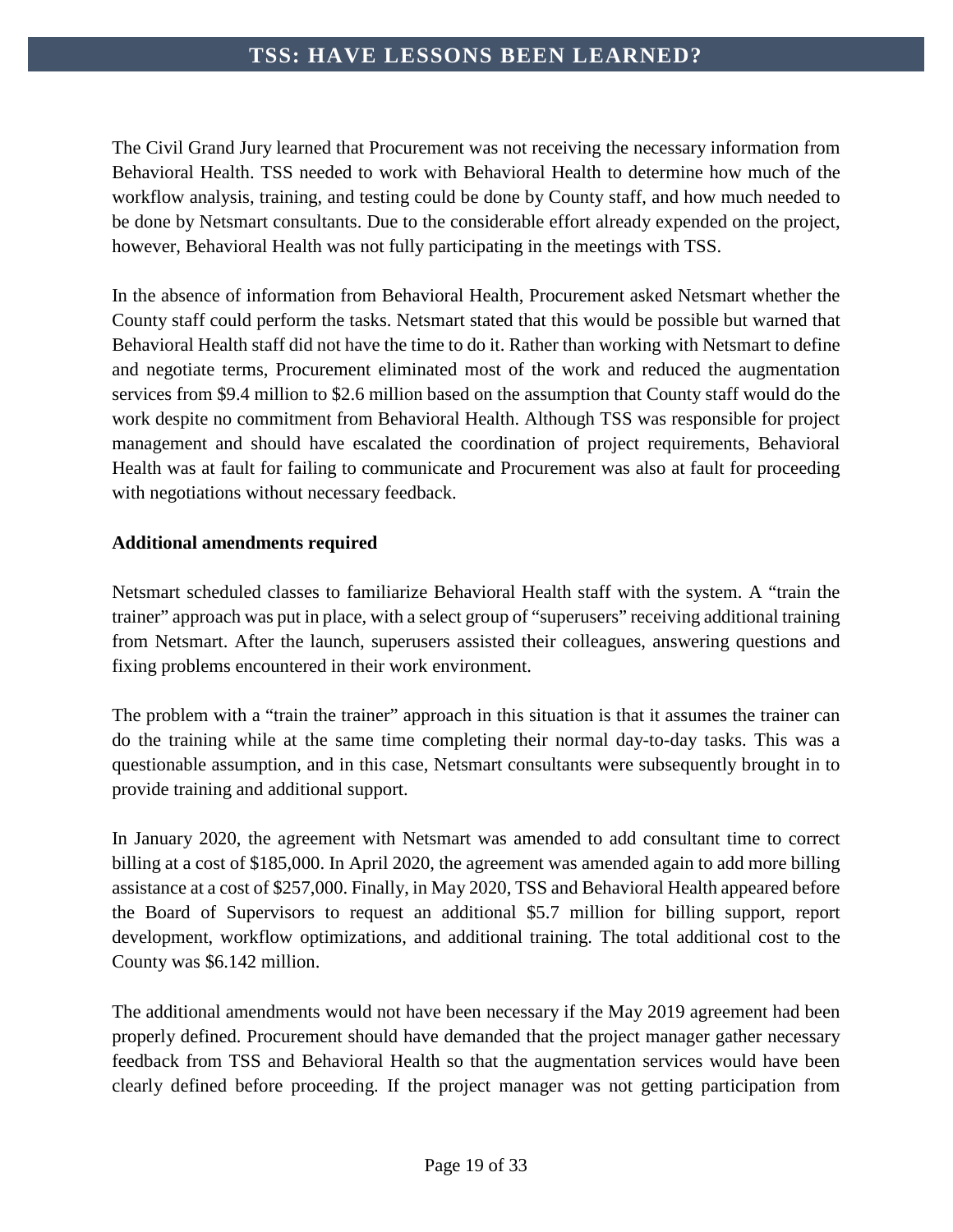The Civil Grand Jury learned that Procurement was not receiving the necessary information from Behavioral Health. TSS needed to work with Behavioral Health to determine how much of the workflow analysis, training, and testing could be done by County staff, and how much needed to be done by Netsmart consultants. Due to the considerable effort already expended on the project, however, Behavioral Health was not fully participating in the meetings with TSS.

In the absence of information from Behavioral Health, Procurement asked Netsmart whether the County staff could perform the tasks. Netsmart stated that this would be possible but warned that Behavioral Health staff did not have the time to do it. Rather than working with Netsmart to define and negotiate terms, Procurement eliminated most of the work and reduced the augmentation services from $9.4 million to $2.6 million based on the assumption that County staff would do the work despite no commitment from Behavioral Health. Although TSS was responsible for project management and should have escalated the coordination of project requirements, Behavioral Health was at fault for failing to communicate and Procurement was also at fault for proceeding with negotiations without necessary feedback.

**Additional amendments required**

Netsmart scheduled classes to familiarize Behavioral Health staff with the system. A "train the trainer" approach was put in place, with a select group of "superusers" receiving additional training from Netsmart. After the launch, superusers assisted their colleagues, answering questions and fixing problems encountered in their work environment.

The problem with a "train the trainer" approach in this situation is that it assumes the trainer can do the training while at the same time completing their normal day-to-day tasks. This was a questionable assumption, and in this case, Netsmart consultants were subsequently brought in to provide training and additional support.

In January 2020, the agreement with Netsmart was amended to add consultant time to correct billing at a cost of $185,000. In April 2020, the agreement was amended again to add more billing assistance at a cost of $257,000. Finally, in May 2020, TSS and Behavioral Health appeared before the Board of Supervisors to request an additional $5.7 million for billing support, report development, workflow optimizations, and additional training. The total additional cost to the County was $6.142 million.

The additional amendments would not have been necessary if the May 2019 agreement had been properly defined. Procurement should have demanded that the project manager gather necessary feedback from TSS and Behavioral Health so that the augmentation services would have been clearly defined before proceeding. If the project manager was not getting participation from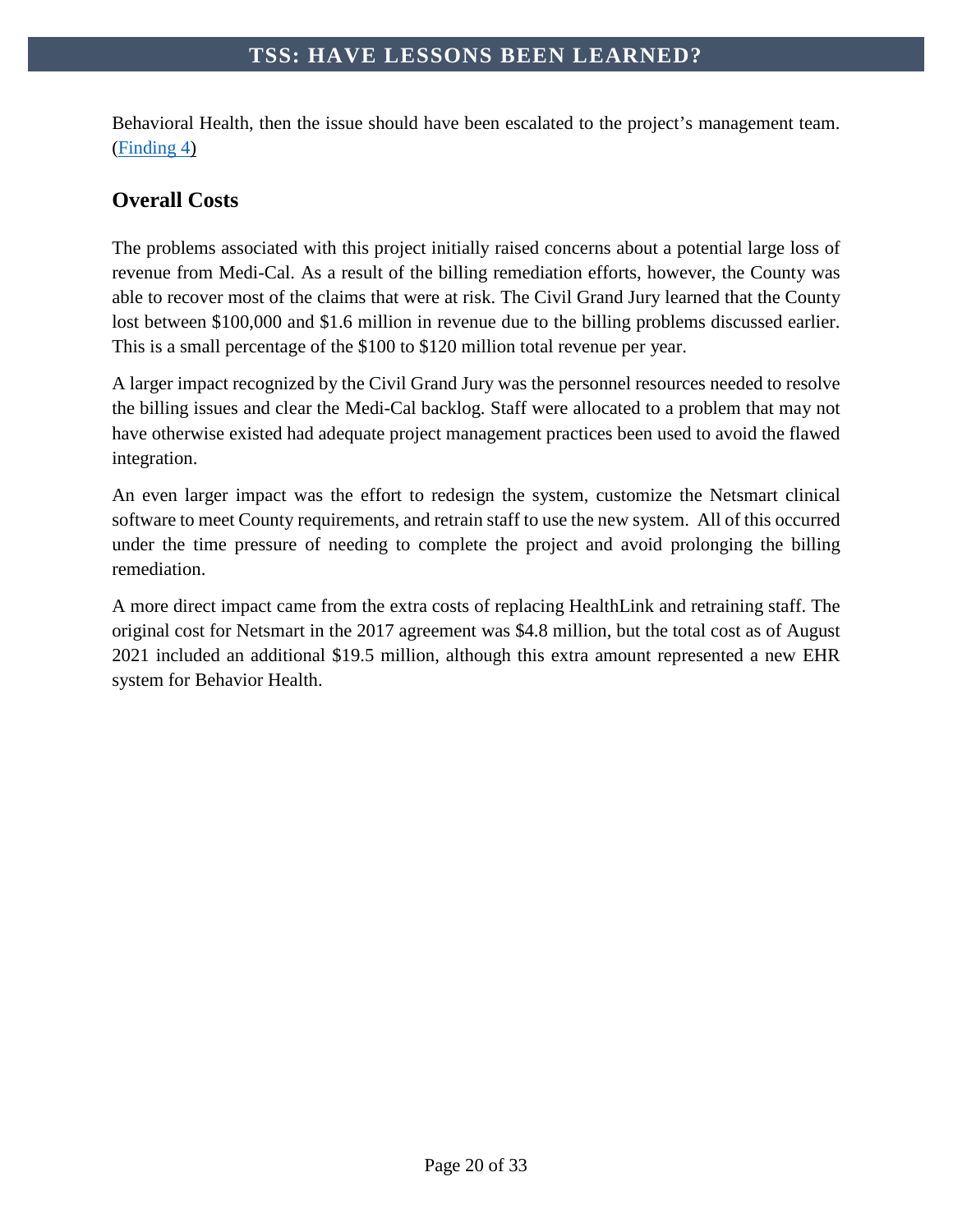Behavioral Health, then the issue should have been escalated to the project's management team. (Finding 4)

## Overall Costs

The problems associated with this project initially raised concerns about a potential large loss of revenue from Medi-Cal. As a result of the billing remediation efforts, however, the County was able to recover most of the claims that were at risk. The Civil Grand Jury learned that the County lost between $100,000 and $1.6 million in revenue due to the billing problems discussed earlier. This is a small percentage of the $100 to $120 million total revenue per year.

A larger impact recognized by the Civil Grand Jury was the personnel resources needed to resolve the billing issues and clear the Medi-Cal backlog. Staff were allocated to a problem that may not have otherwise existed had adequate project management practices been used to avoid the flawed integration.

An even larger impact was the effort to redesign the system, customize the Netsmart clinical software to meet County requirements, and retrain staff to use the new system. All of this occurred under the time pressure of needing to complete the project and avoid prolonging the billing remediation.

A more direct impact came from the extra costs of replacing HealthLink and retraining staff. The original cost for Netsmart in the 2017 agreement was $4.8 million, but the total cost as of August 2021 included an additional $19.5 million, although this extra amount represented a new EHR system for Behavior Health.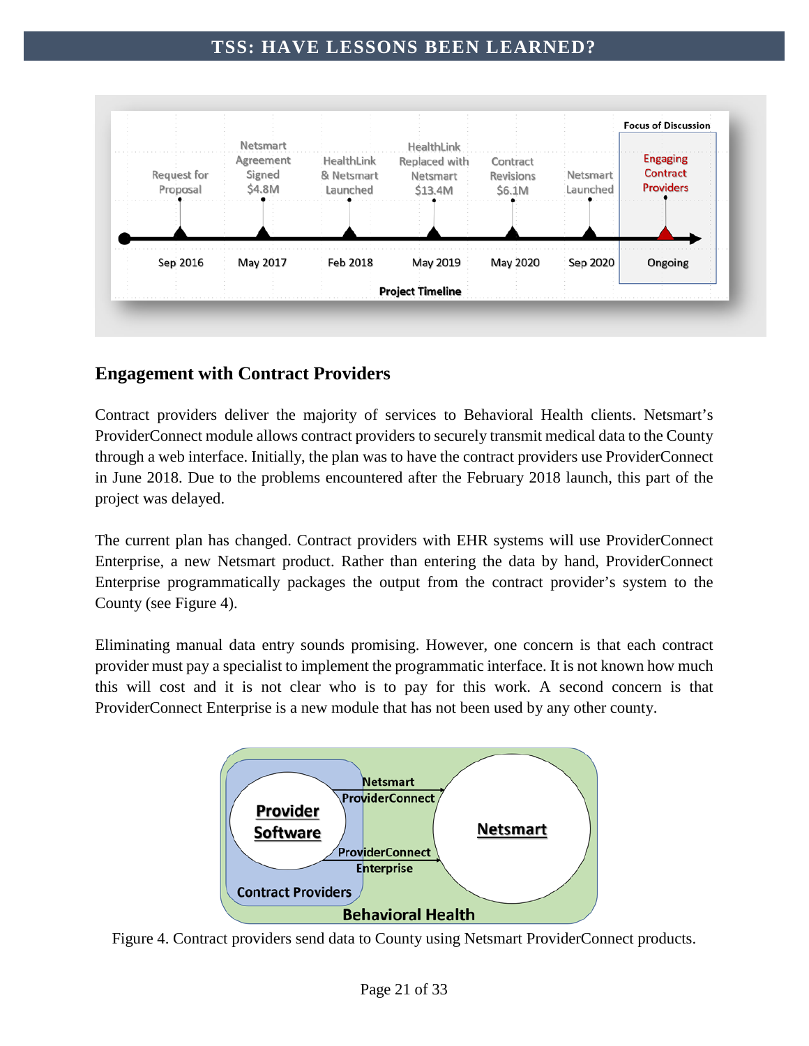| Request for Proposal | Netsmart Agreement Signed $4.8M | HealthLink & Netsmart Launched | HealthLink Replaced with Netsmart $13.4M | Contract Revisions $6.1M | Netsmart Launched | Engaging Contract Providers |
|---|---|---|---|---|---|---|
| Sep 2016 | May 2017 | Feb 2018 | May 2019 | May 2020 | Sep 2020 | Ongoing |

Project Timeline (Focus of Discussion: Engaging Contract Providers)

## Engagement with Contract Providers

Contract providers deliver the majority of services to Behavioral Health clients. Netsmart's ProviderConnect module allows contract providers to securely transmit medical data to the County through a web interface. Initially, the plan was to have the contract providers use ProviderConnect in June 2018. Due to the problems encountered after the February 2018 launch, this part of the project was delayed.

The current plan has changed. Contract providers with EHR systems will use ProviderConnect Enterprise, a new Netsmart product. Rather than entering the data by hand, ProviderConnect Enterprise programmatically packages the output from the contract provider's system to the County (see Figure 4).

Eliminating manual data entry sounds promising. However, one concern is that each contract provider must pay a specialist to implement the programmatic interface. It is not known how much this will cost and it is not clear who is to pay for this work. A second concern is that ProviderConnect Enterprise is a new module that has not been used by any other county.

Figure 4. Contract providers send data to County using Netsmart ProviderConnect products.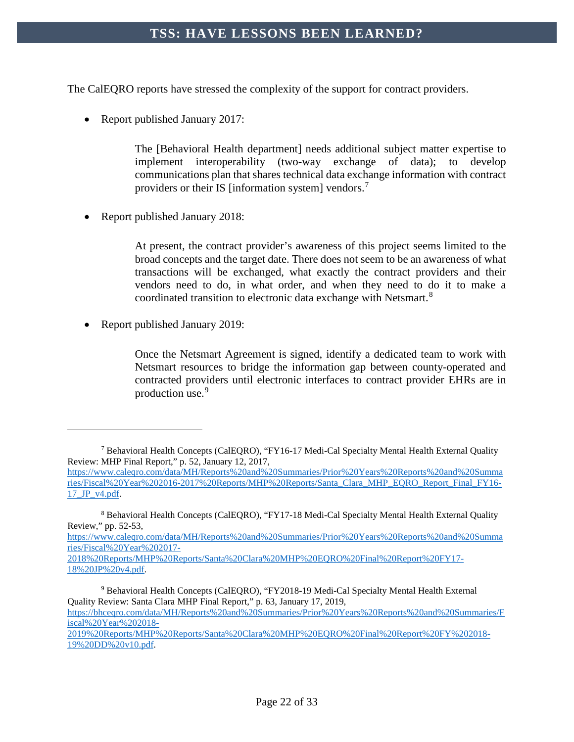The CalEQRO reports have stressed the complexity of the support for contract providers.

- Report published January 2017:

> The [Behavioral Health department] needs additional subject matter expertise to implement interoperability (two-way exchange of data); to develop communications plan that shares technical data exchange information with contract providers or their IS [information system] vendors.[7]

- Report published January 2018:

> At present, the contract provider's awareness of this project seems limited to the broad concepts and the target date. There does not seem to be an awareness of what transactions will be exchanged, what exactly the contract providers and their vendors need to do, in what order, and when they need to do it to make a coordinated transition to electronic data exchange with Netsmart.[8]

- Report published January 2019:

> Once the Netsmart Agreement is signed, identify a dedicated team to work with Netsmart resources to bridge the information gap between county-operated and contracted providers until electronic interfaces to contract provider EHRs are in production use.[9]

---

[7] Behavioral Health Concepts (CalEQRO), "FY16-17 Medi-Cal Specialty Mental Health External Quality Review: MHP Final Report," p. 52, January 12, 2017, https://www.caleqro.com/data/MH/Reports%20and%20Summaries/Prior%20Years%20Reports%20and%20Summaries/Fiscal%20Year%202016-2017%20Reports/MHP%20Reports/Santa_Clara_MHP_EQRO_Report_Final_FY16-17_JP_v4.pdf.

[8] Behavioral Health Concepts (CalEQRO), "FY17-18 Medi-Cal Specialty Mental Health External Quality Review," pp. 52-53, https://www.caleqro.com/data/MH/Reports%20and%20Summaries/Prior%20Years%20Reports%20and%20Summaries/Fiscal%20Year%202017-2018%20Reports/MHP%20Reports/Santa%20Clara%20MHP%20EQRO%20Final%20Report%20FY17-18%20JP%20v4.pdf.

[9] Behavioral Health Concepts (CalEQRO), "FY2018-19 Medi-Cal Specialty Mental Health External Quality Review: Santa Clara MHP Final Report," p. 63, January 17, 2019, https://bhceqro.com/data/MH/Reports%20and%20Summaries/Prior%20Years%20Reports%20and%20Summaries/Fiscal%20Year%202018-2019%20Reports/MHP%20Reports/Santa%20Clara%20MHP%20EQRO%20Final%20Report%20FY%202018-19%20DD%20v10.pdf.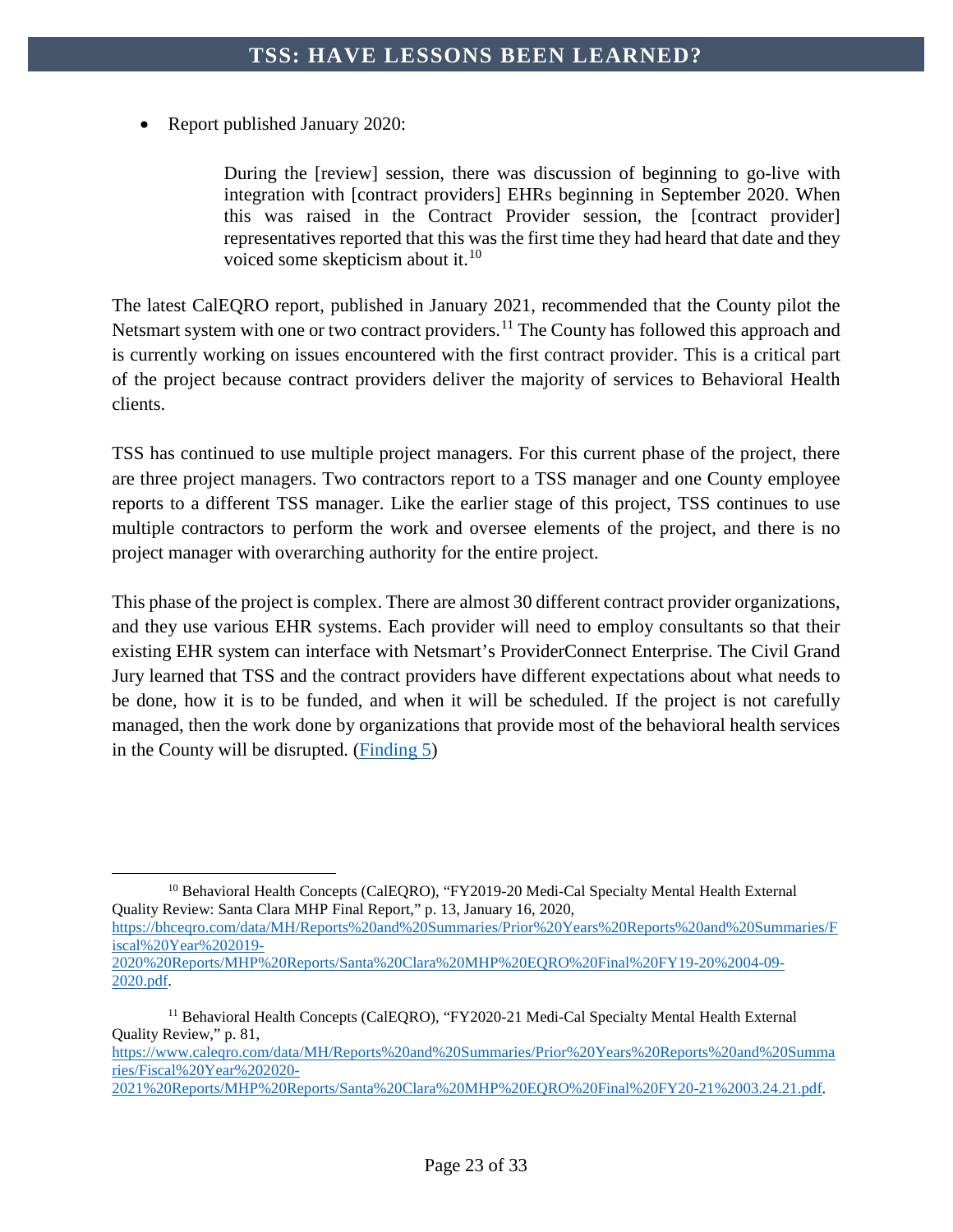- Report published January 2020:

> During the [review] session, there was discussion of beginning to go-live with integration with [contract providers] EHRs beginning in September 2020. When this was raised in the Contract Provider session, the [contract provider] representatives reported that this was the first time they had heard that date and they voiced some skepticism about it.[10]

The latest CalEQRO report, published in January 2021, recommended that the County pilot the Netsmart system with one or two contract providers.[11] The County has followed this approach and is currently working on issues encountered with the first contract provider. This is a critical part of the project because contract providers deliver the majority of services to Behavioral Health clients.

TSS has continued to use multiple project managers. For this current phase of the project, there are three project managers. Two contractors report to a TSS manager and one County employee reports to a different TSS manager. Like the earlier stage of this project, TSS continues to use multiple contractors to perform the work and oversee elements of the project, and there is no project manager with overarching authority for the entire project.

This phase of the project is complex. There are almost 30 different contract provider organizations, and they use various EHR systems. Each provider will need to employ consultants so that their existing EHR system can interface with Netsmart's ProviderConnect Enterprise. The Civil Grand Jury learned that TSS and the contract providers have different expectations about what needs to be done, how it is to be funded, and when it will be scheduled. If the project is not carefully managed, then the work done by organizations that provide most of the behavioral health services in the County will be disrupted. ([Finding 5](#))

---

[10] Behavioral Health Concepts (CalEQRO), "FY2019-20 Medi-Cal Specialty Mental Health External Quality Review: Santa Clara MHP Final Report," p. 13, January 16, 2020, https://bhceqro.com/data/MH/Reports%20and%20Summaries/Prior%20Years%20Reports%20and%20Summaries/Fiscal%20Year%202019-2020%20Reports/MHP%20Reports/Santa%20Clara%20MHP%20EQRO%20Final%20FY19-20%2004-09-2020.pdf.

[11] Behavioral Health Concepts (CalEQRO), "FY2020-21 Medi-Cal Specialty Mental Health External Quality Review," p. 81, https://www.caleqro.com/data/MH/Reports%20and%20Summaries/Prior%20Years%20Reports%20and%20Summaries/Fiscal%20Year%202020-2021%20Reports/MHP%20Reports/Santa%20Clara%20MHP%20EQRO%20Final%20FY20-21%2003.24.21.pdf.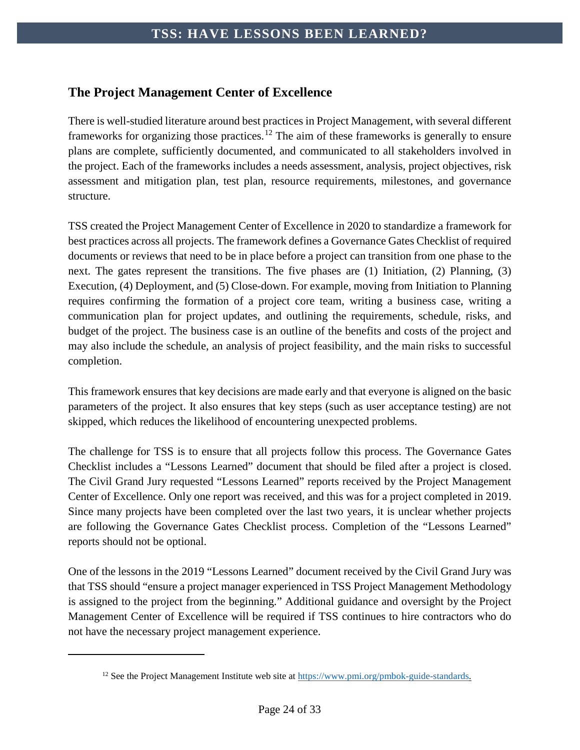## The Project Management Center of Excellence

There is well-studied literature around best practices in Project Management, with several different frameworks for organizing those practices.[12] The aim of these frameworks is generally to ensure plans are complete, sufficiently documented, and communicated to all stakeholders involved in the project. Each of the frameworks includes a needs assessment, analysis, project objectives, risk assessment and mitigation plan, test plan, resource requirements, milestones, and governance structure.

TSS created the Project Management Center of Excellence in 2020 to standardize a framework for best practices across all projects. The framework defines a Governance Gates Checklist of required documents or reviews that need to be in place before a project can transition from one phase to the next. The gates represent the transitions. The five phases are (1) Initiation, (2) Planning, (3) Execution, (4) Deployment, and (5) Close-down. For example, moving from Initiation to Planning requires confirming the formation of a project core team, writing a business case, writing a communication plan for project updates, and outlining the requirements, schedule, risks, and budget of the project. The business case is an outline of the benefits and costs of the project and may also include the schedule, an analysis of project feasibility, and the main risks to successful completion.

This framework ensures that key decisions are made early and that everyone is aligned on the basic parameters of the project. It also ensures that key steps (such as user acceptance testing) are not skipped, which reduces the likelihood of encountering unexpected problems.

The challenge for TSS is to ensure that all projects follow this process. The Governance Gates Checklist includes a "Lessons Learned" document that should be filed after a project is closed. The Civil Grand Jury requested "Lessons Learned" reports received by the Project Management Center of Excellence. Only one report was received, and this was for a project completed in 2019. Since many projects have been completed over the last two years, it is unclear whether projects are following the Governance Gates Checklist process. Completion of the "Lessons Learned" reports should not be optional.

One of the lessons in the 2019 "Lessons Learned" document received by the Civil Grand Jury was that TSS should "ensure a project manager experienced in TSS Project Management Methodology is assigned to the project from the beginning." Additional guidance and oversight by the Project Management Center of Excellence will be required if TSS continues to hire contractors who do not have the necessary project management experience.

---

[12] See the Project Management Institute web site at https://www.pmi.org/pmbok-guide-standards.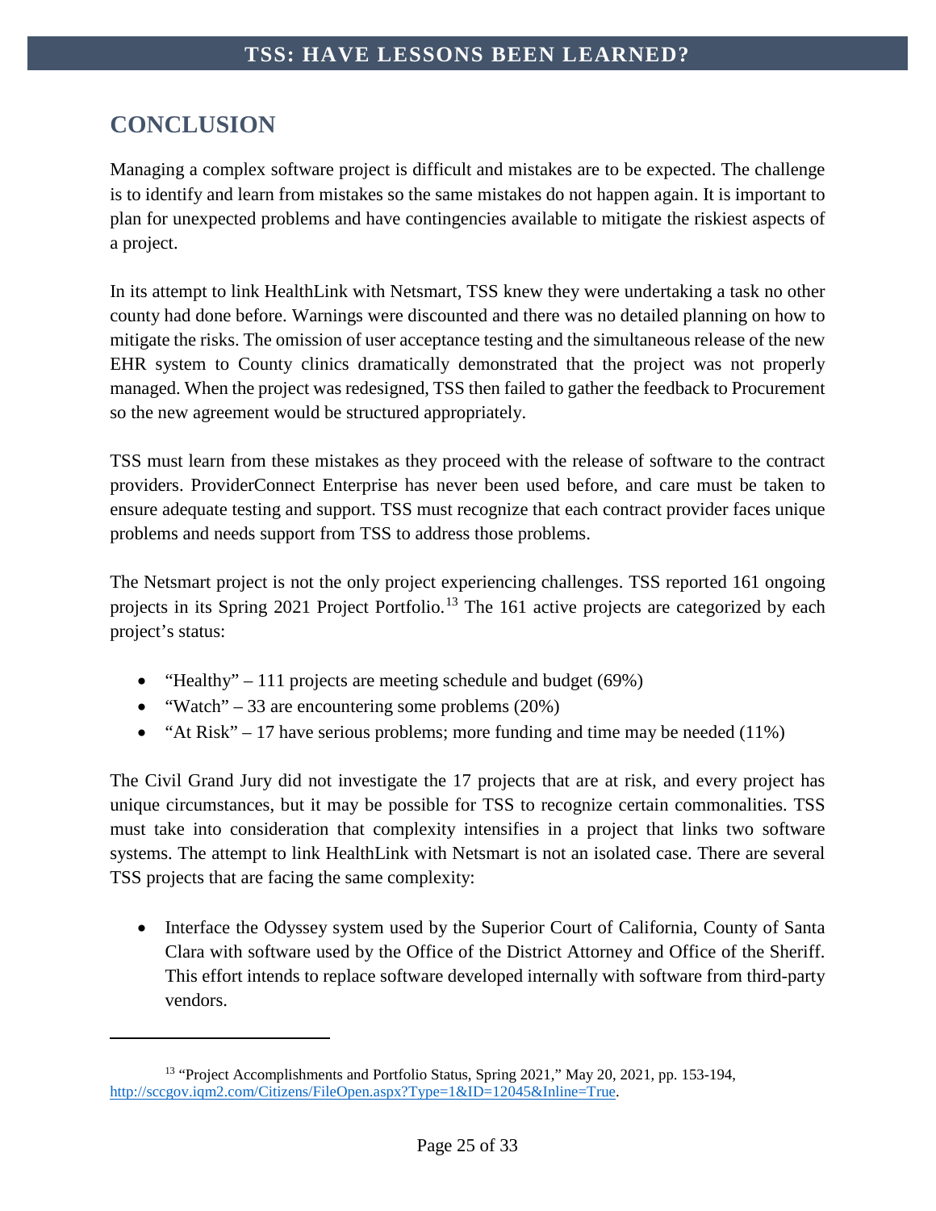## CONCLUSION

Managing a complex software project is difficult and mistakes are to be expected. The challenge is to identify and learn from mistakes so the same mistakes do not happen again. It is important to plan for unexpected problems and have contingencies available to mitigate the riskiest aspects of a project.

In its attempt to link HealthLink with Netsmart, TSS knew they were undertaking a task no other county had done before. Warnings were discounted and there was no detailed planning on how to mitigate the risks. The omission of user acceptance testing and the simultaneous release of the new EHR system to County clinics dramatically demonstrated that the project was not properly managed. When the project was redesigned, TSS then failed to gather the feedback to Procurement so the new agreement would be structured appropriately.

TSS must learn from these mistakes as they proceed with the release of software to the contract providers. ProviderConnect Enterprise has never been used before, and care must be taken to ensure adequate testing and support. TSS must recognize that each contract provider faces unique problems and needs support from TSS to address those problems.

The Netsmart project is not the only project experiencing challenges. TSS reported 161 ongoing projects in its Spring 2021 Project Portfolio.[13] The 161 active projects are categorized by each project's status:

- "Healthy" – 111 projects are meeting schedule and budget (69%)
- "Watch" – 33 are encountering some problems (20%)
- "At Risk" – 17 have serious problems; more funding and time may be needed (11%)

The Civil Grand Jury did not investigate the 17 projects that are at risk, and every project has unique circumstances, but it may be possible for TSS to recognize certain commonalities. TSS must take into consideration that complexity intensifies in a project that links two software systems. The attempt to link HealthLink with Netsmart is not an isolated case. There are several TSS projects that are facing the same complexity:

- Interface the Odyssey system used by the Superior Court of California, County of Santa Clara with software used by the Office of the District Attorney and Office of the Sheriff. This effort intends to replace software developed internally with software from third-party vendors.

---

[13] "Project Accomplishments and Portfolio Status, Spring 2021," May 20, 2021, pp. 153-194, http://sccgov.iqm2.com/Citizens/FileOpen.aspx?Type=1&ID=12045&Inline=True.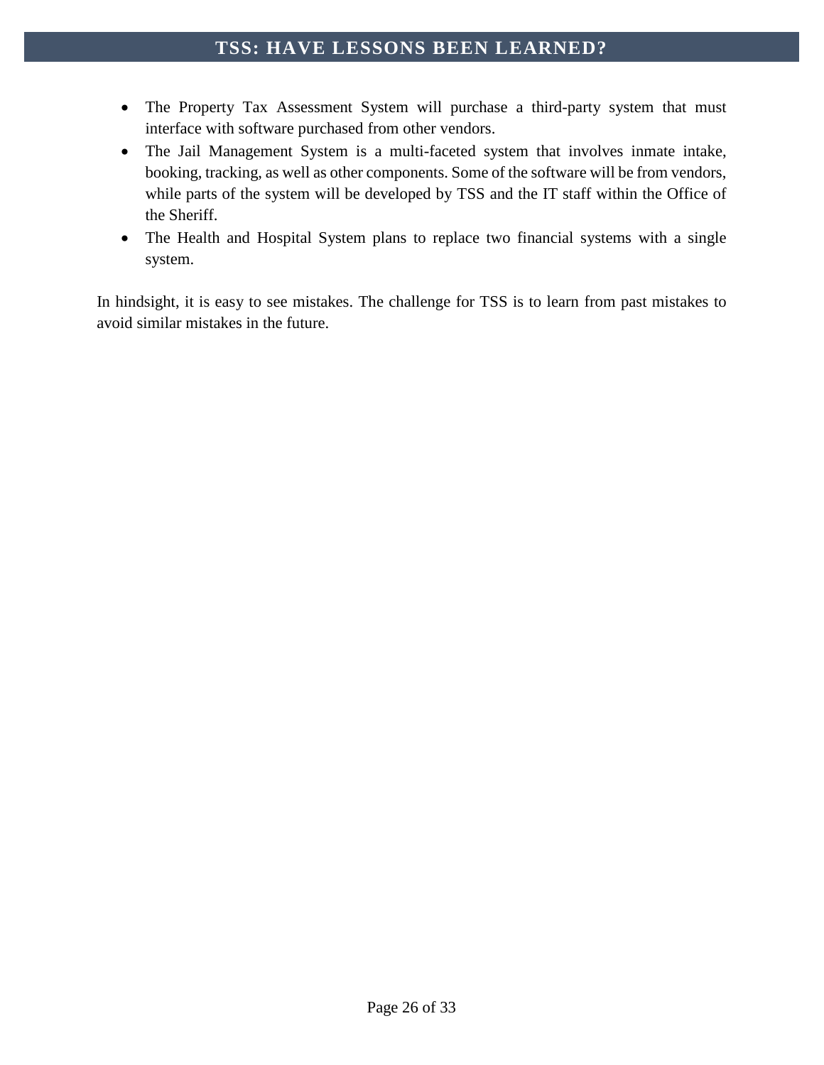- The Property Tax Assessment System will purchase a third-party system that must interface with software purchased from other vendors.
- The Jail Management System is a multi-faceted system that involves inmate intake, booking, tracking, as well as other components. Some of the software will be from vendors, while parts of the system will be developed by TSS and the IT staff within the Office of the Sheriff.
- The Health and Hospital System plans to replace two financial systems with a single system.

In hindsight, it is easy to see mistakes. The challenge for TSS is to learn from past mistakes to avoid similar mistakes in the future.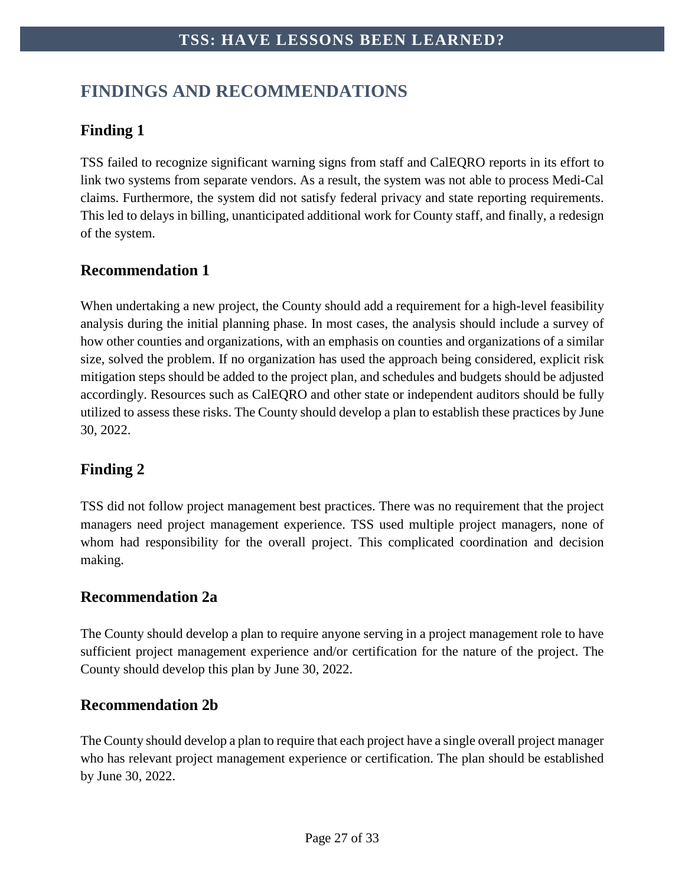## FINDINGS AND RECOMMENDATIONS

### Finding 1

TSS failed to recognize significant warning signs from staff and CalEQRO reports in its effort to link two systems from separate vendors. As a result, the system was not able to process Medi-Cal claims. Furthermore, the system did not satisfy federal privacy and state reporting requirements. This led to delays in billing, unanticipated additional work for County staff, and finally, a redesign of the system.

### Recommendation 1

When undertaking a new project, the County should add a requirement for a high-level feasibility analysis during the initial planning phase. In most cases, the analysis should include a survey of how other counties and organizations, with an emphasis on counties and organizations of a similar size, solved the problem. If no organization has used the approach being considered, explicit risk mitigation steps should be added to the project plan, and schedules and budgets should be adjusted accordingly. Resources such as CalEQRO and other state or independent auditors should be fully utilized to assess these risks. The County should develop a plan to establish these practices by June 30, 2022.

### Finding 2

TSS did not follow project management best practices. There was no requirement that the project managers need project management experience. TSS used multiple project managers, none of whom had responsibility for the overall project. This complicated coordination and decision making.

### Recommendation 2a

The County should develop a plan to require anyone serving in a project management role to have sufficient project management experience and/or certification for the nature of the project. The County should develop this plan by June 30, 2022.

### Recommendation 2b

The County should develop a plan to require that each project have a single overall project manager who has relevant project management experience or certification. The plan should be established by June 30, 2022.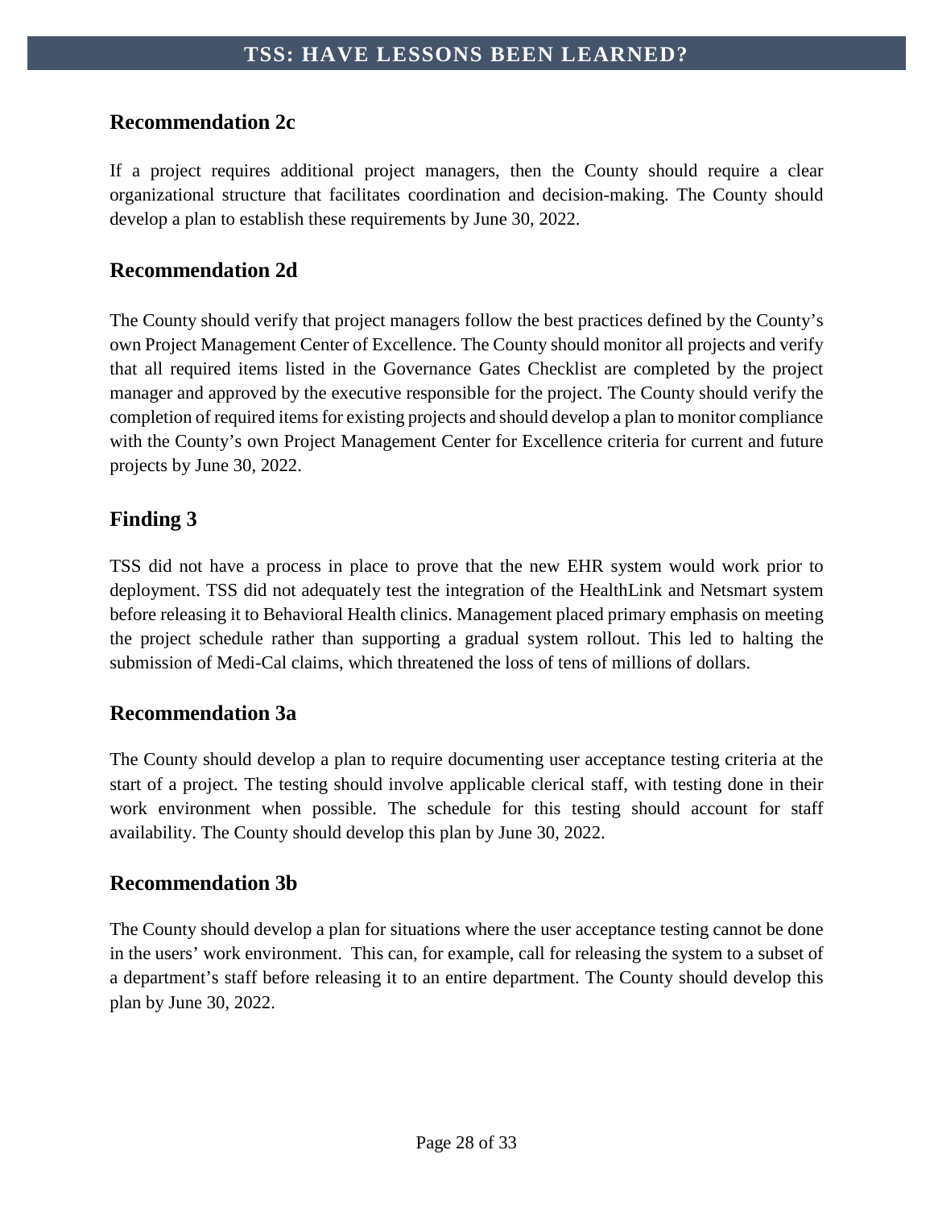## Recommendation 2c

If a project requires additional project managers, then the County should require a clear organizational structure that facilitates coordination and decision-making. The County should develop a plan to establish these requirements by June 30, 2022.

## Recommendation 2d

The County should verify that project managers follow the best practices defined by the County's own Project Management Center of Excellence. The County should monitor all projects and verify that all required items listed in the Governance Gates Checklist are completed by the project manager and approved by the executive responsible for the project. The County should verify the completion of required items for existing projects and should develop a plan to monitor compliance with the County's own Project Management Center for Excellence criteria for current and future projects by June 30, 2022.

## Finding 3

TSS did not have a process in place to prove that the new EHR system would work prior to deployment. TSS did not adequately test the integration of the HealthLink and Netsmart system before releasing it to Behavioral Health clinics. Management placed primary emphasis on meeting the project schedule rather than supporting a gradual system rollout. This led to halting the submission of Medi-Cal claims, which threatened the loss of tens of millions of dollars.

## Recommendation 3a

The County should develop a plan to require documenting user acceptance testing criteria at the start of a project. The testing should involve applicable clerical staff, with testing done in their work environment when possible. The schedule for this testing should account for staff availability. The County should develop this plan by June 30, 2022.

## Recommendation 3b

The County should develop a plan for situations where the user acceptance testing cannot be done in the users' work environment. This can, for example, call for releasing the system to a subset of a department's staff before releasing it to an entire department. The County should develop this plan by June 30, 2022.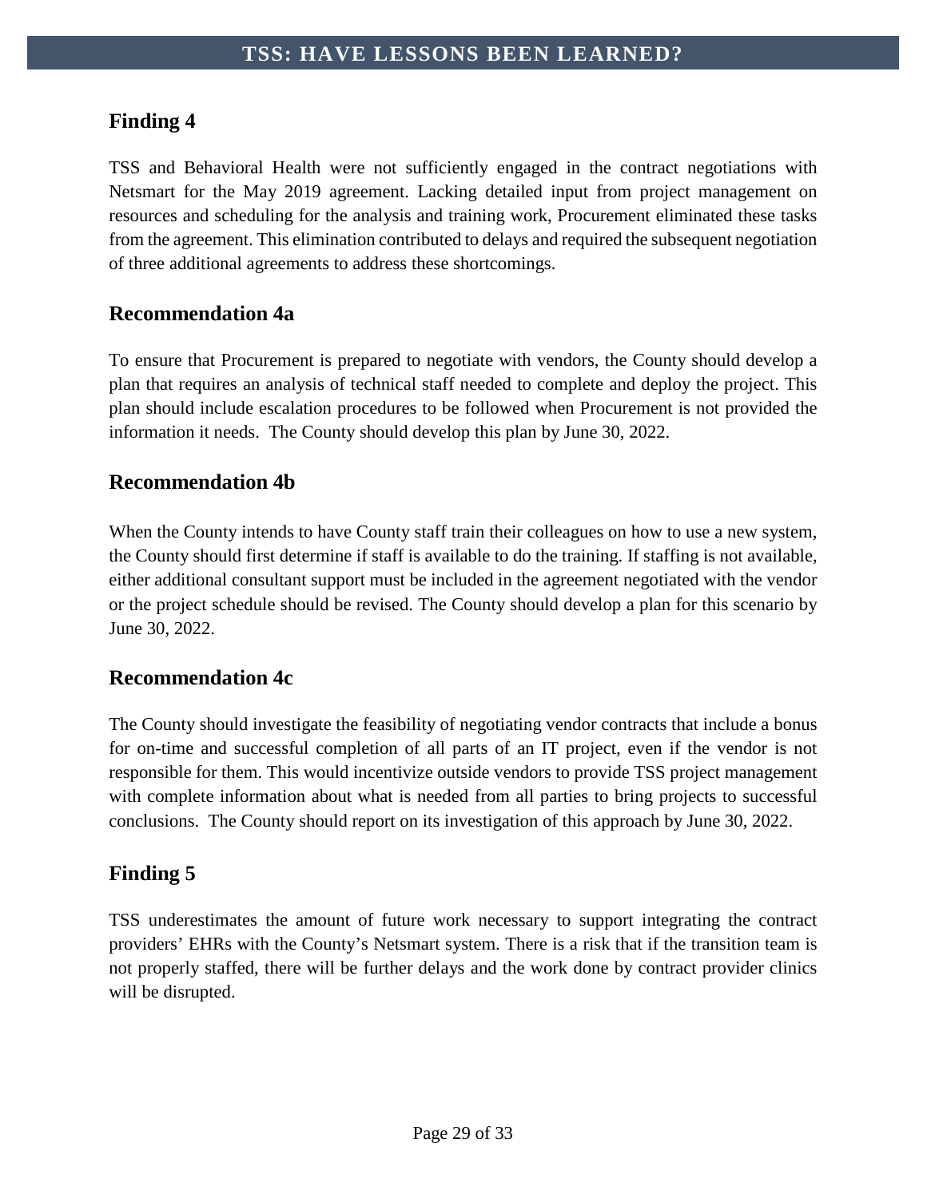## Finding 4

TSS and Behavioral Health were not sufficiently engaged in the contract negotiations with Netsmart for the May 2019 agreement. Lacking detailed input from project management on resources and scheduling for the analysis and training work, Procurement eliminated these tasks from the agreement. This elimination contributed to delays and required the subsequent negotiation of three additional agreements to address these shortcomings.

## Recommendation 4a

To ensure that Procurement is prepared to negotiate with vendors, the County should develop a plan that requires an analysis of technical staff needed to complete and deploy the project. This plan should include escalation procedures to be followed when Procurement is not provided the information it needs. The County should develop this plan by June 30, 2022.

## Recommendation 4b

When the County intends to have County staff train their colleagues on how to use a new system, the County should first determine if staff is available to do the training. If staffing is not available, either additional consultant support must be included in the agreement negotiated with the vendor or the project schedule should be revised. The County should develop a plan for this scenario by June 30, 2022.

## Recommendation 4c

The County should investigate the feasibility of negotiating vendor contracts that include a bonus for on-time and successful completion of all parts of an IT project, even if the vendor is not responsible for them. This would incentivize outside vendors to provide TSS project management with complete information about what is needed from all parties to bring projects to successful conclusions. The County should report on its investigation of this approach by June 30, 2022.

## Finding 5

TSS underestimates the amount of future work necessary to support integrating the contract providers' EHRs with the County's Netsmart system. There is a risk that if the transition team is not properly staffed, there will be further delays and the work done by contract provider clinics will be disrupted.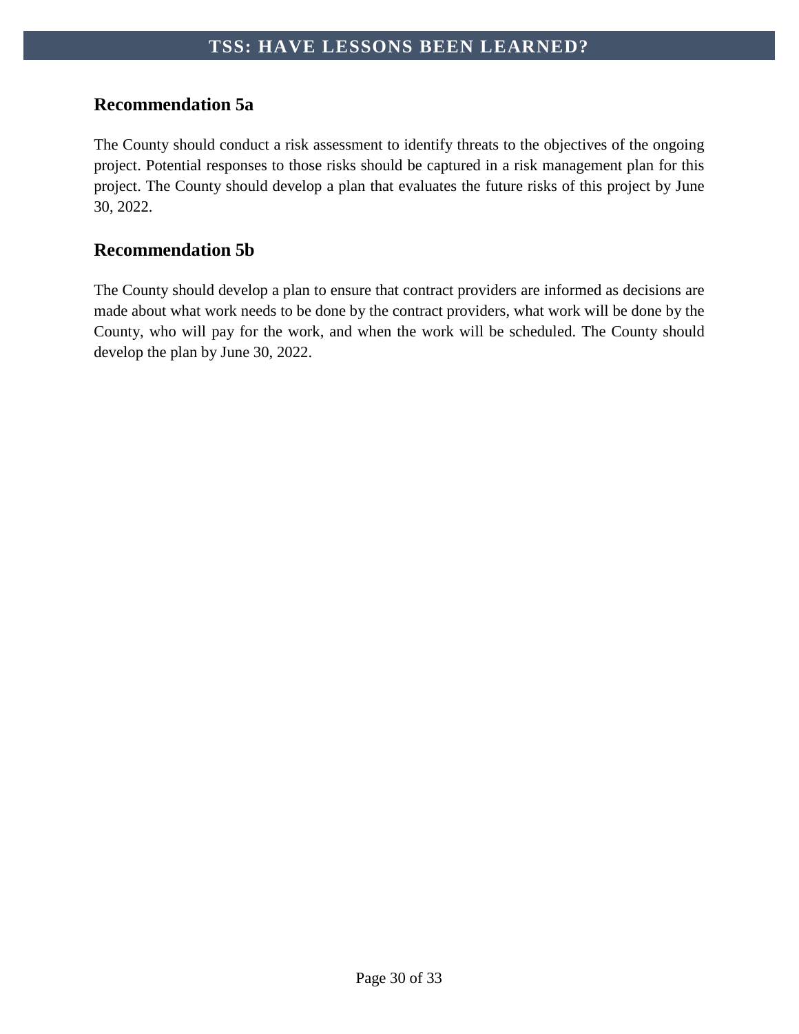## Recommendation 5a

The County should conduct a risk assessment to identify threats to the objectives of the ongoing project. Potential responses to those risks should be captured in a risk management plan for this project. The County should develop a plan that evaluates the future risks of this project by June 30, 2022.

## Recommendation 5b

The County should develop a plan to ensure that contract providers are informed as decisions are made about what work needs to be done by the contract providers, what work will be done by the County, who will pay for the work, and when the work will be scheduled. The County should develop the plan by June 30, 2022.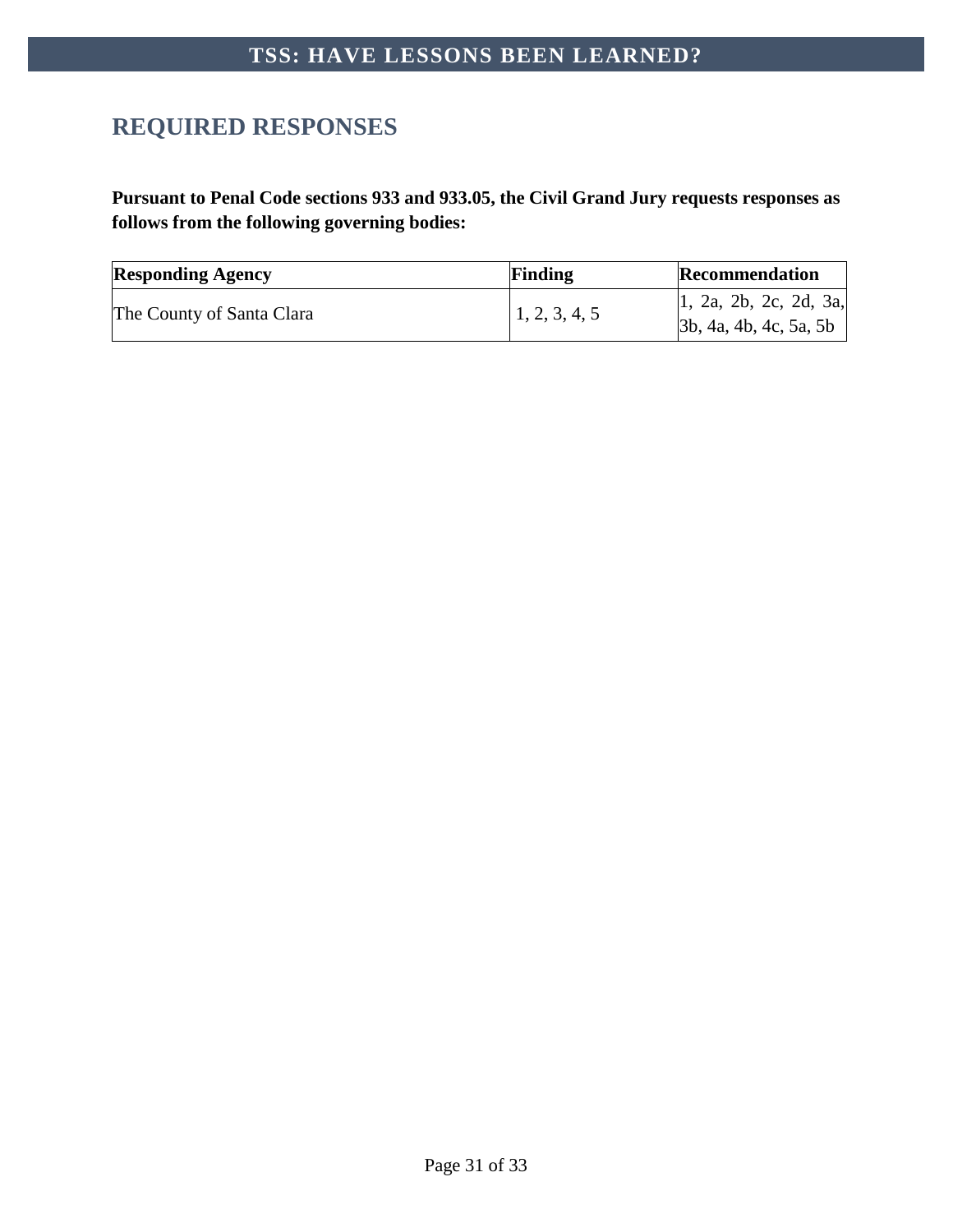## REQUIRED RESPONSES

**Pursuant to Penal Code sections 933 and 933.05, the Civil Grand Jury requests responses as follows from the following governing bodies:**

| Responding Agency | Finding | Recommendation |
|---|---|---|
| The County of Santa Clara | 1, 2, 3, 4, 5 | 1, 2a, 2b, 2c, 2d, 3a, 3b, 4a, 4b, 4c, 5a, 5b |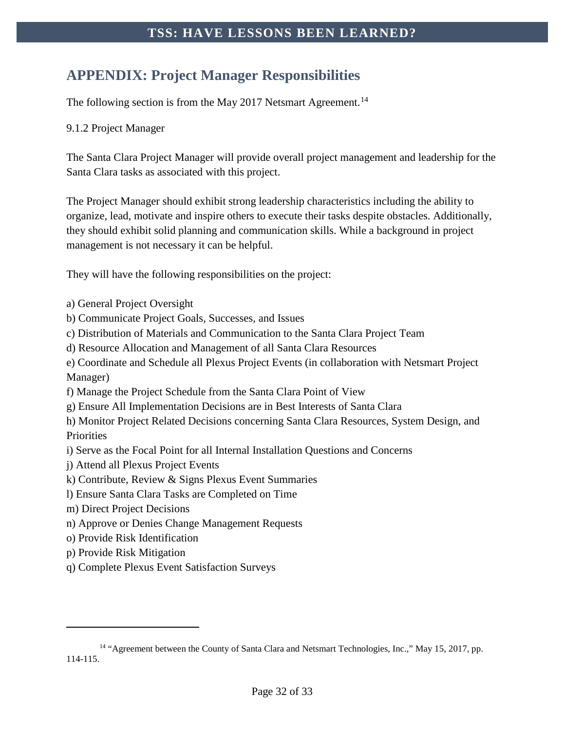## APPENDIX: Project Manager Responsibilities

The following section is from the May 2017 Netsmart Agreement.[14]

9.1.2 Project Manager

The Santa Clara Project Manager will provide overall project management and leadership for the Santa Clara tasks as associated with this project.

The Project Manager should exhibit strong leadership characteristics including the ability to organize, lead, motivate and inspire others to execute their tasks despite obstacles. Additionally, they should exhibit solid planning and communication skills. While a background in project management is not necessary it can be helpful.

They will have the following responsibilities on the project:

a) General Project Oversight
b) Communicate Project Goals, Successes, and Issues
c) Distribution of Materials and Communication to the Santa Clara Project Team
d) Resource Allocation and Management of all Santa Clara Resources
e) Coordinate and Schedule all Plexus Project Events (in collaboration with Netsmart Project Manager)
f) Manage the Project Schedule from the Santa Clara Point of View
g) Ensure All Implementation Decisions are in Best Interests of Santa Clara
h) Monitor Project Related Decisions concerning Santa Clara Resources, System Design, and Priorities
i) Serve as the Focal Point for all Internal Installation Questions and Concerns
j) Attend all Plexus Project Events
k) Contribute, Review & Signs Plexus Event Summaries
l) Ensure Santa Clara Tasks are Completed on Time
m) Direct Project Decisions
n) Approve or Denies Change Management Requests
o) Provide Risk Identification
p) Provide Risk Mitigation
q) Complete Plexus Event Satisfaction Surveys

---

[14] "Agreement between the County of Santa Clara and Netsmart Technologies, Inc.," May 15, 2017, pp. 114-115.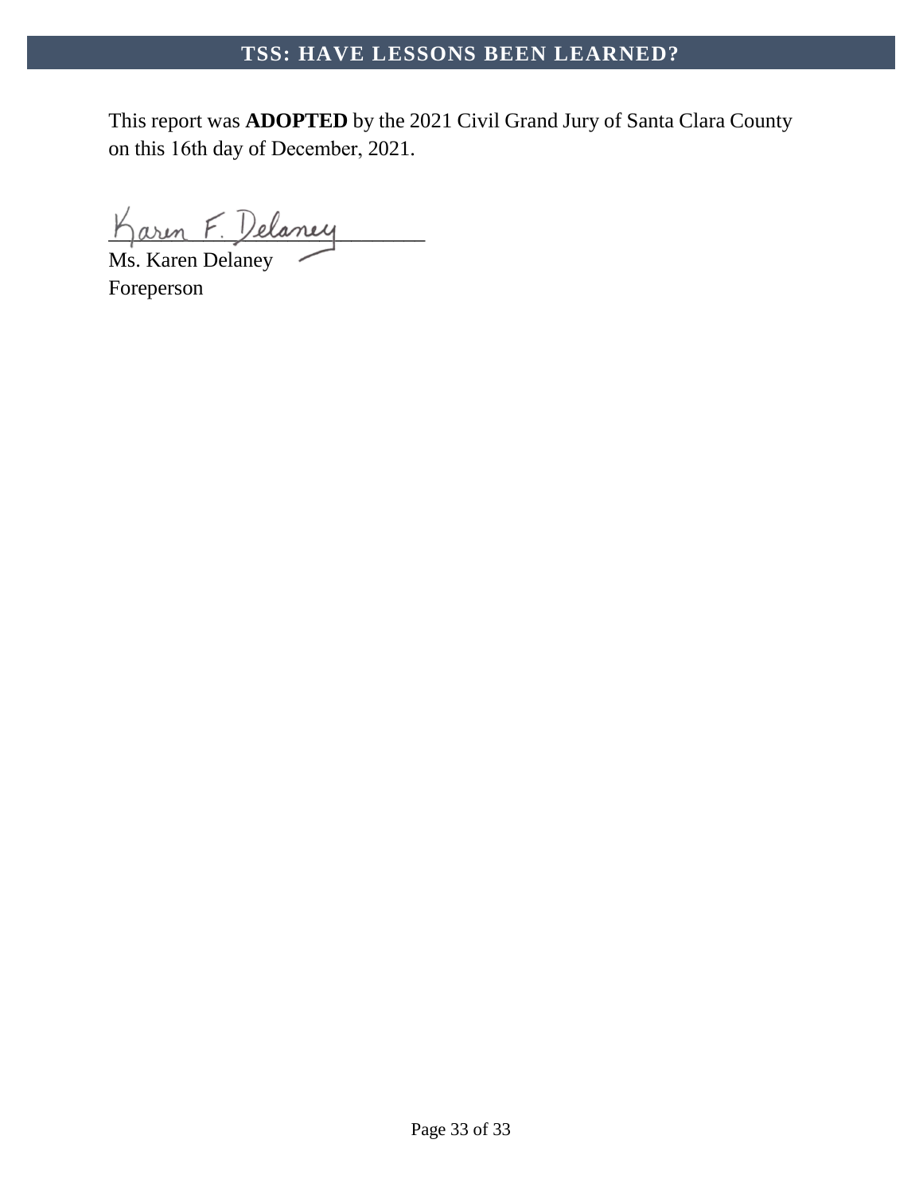This report was **ADOPTED** by the 2021 Civil Grand Jury of Santa Clara County on this 16th day of December, 2021.

Karen F. Delaney
\_\_\_\_\_\_\_\_\_\_\_\_\_\_\_\_\_\_\_\_\_\_\_\_\_\_\_\_\_\_

Ms. Karen Delaney
Foreperson